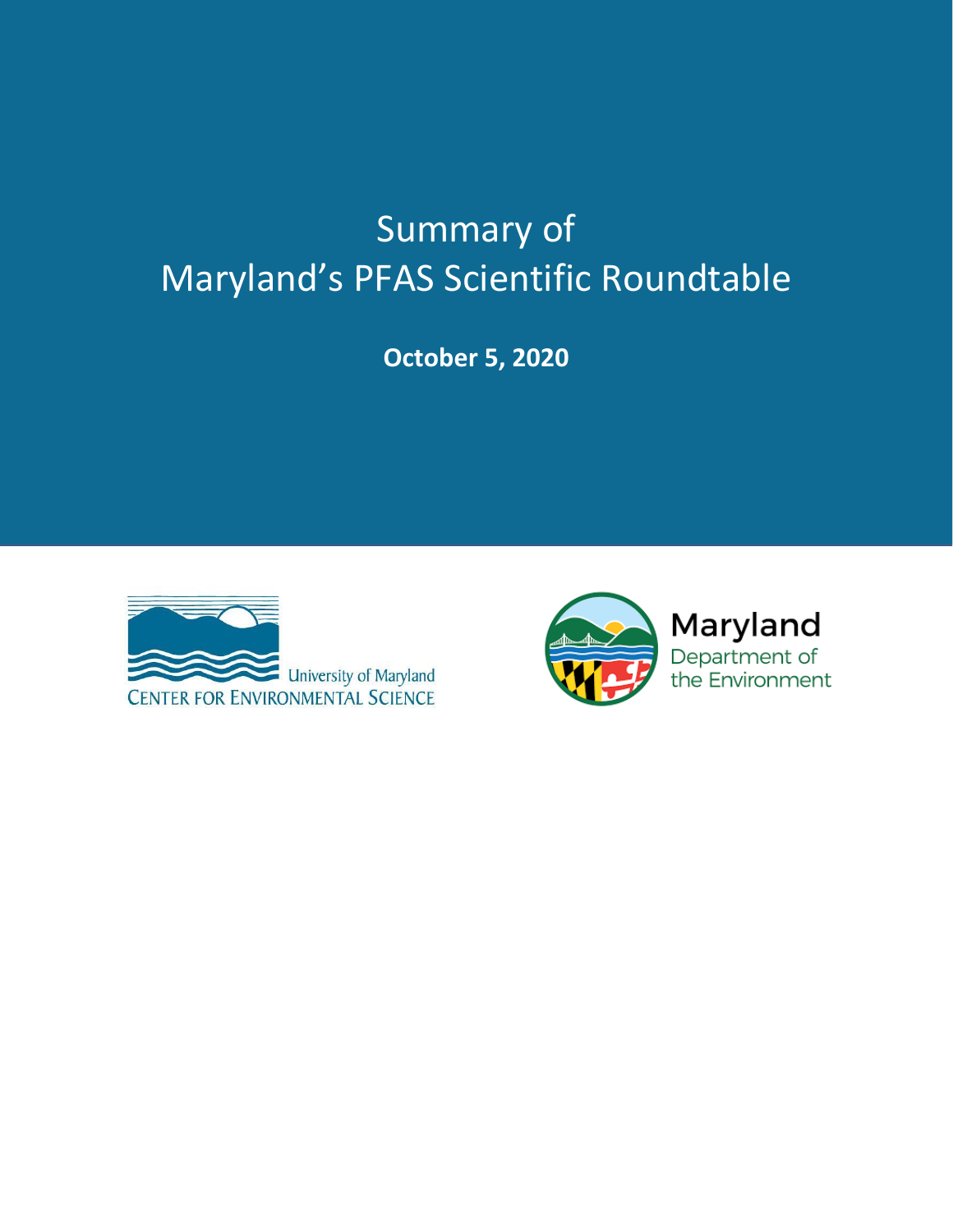# Summary of Maryland's PFAS Scientific Roundtable

**October 5, 2020**

University of Maryland
CENTER FOR ENVIRONMENTAL SCIENCE

Maryland
Department of
the Environment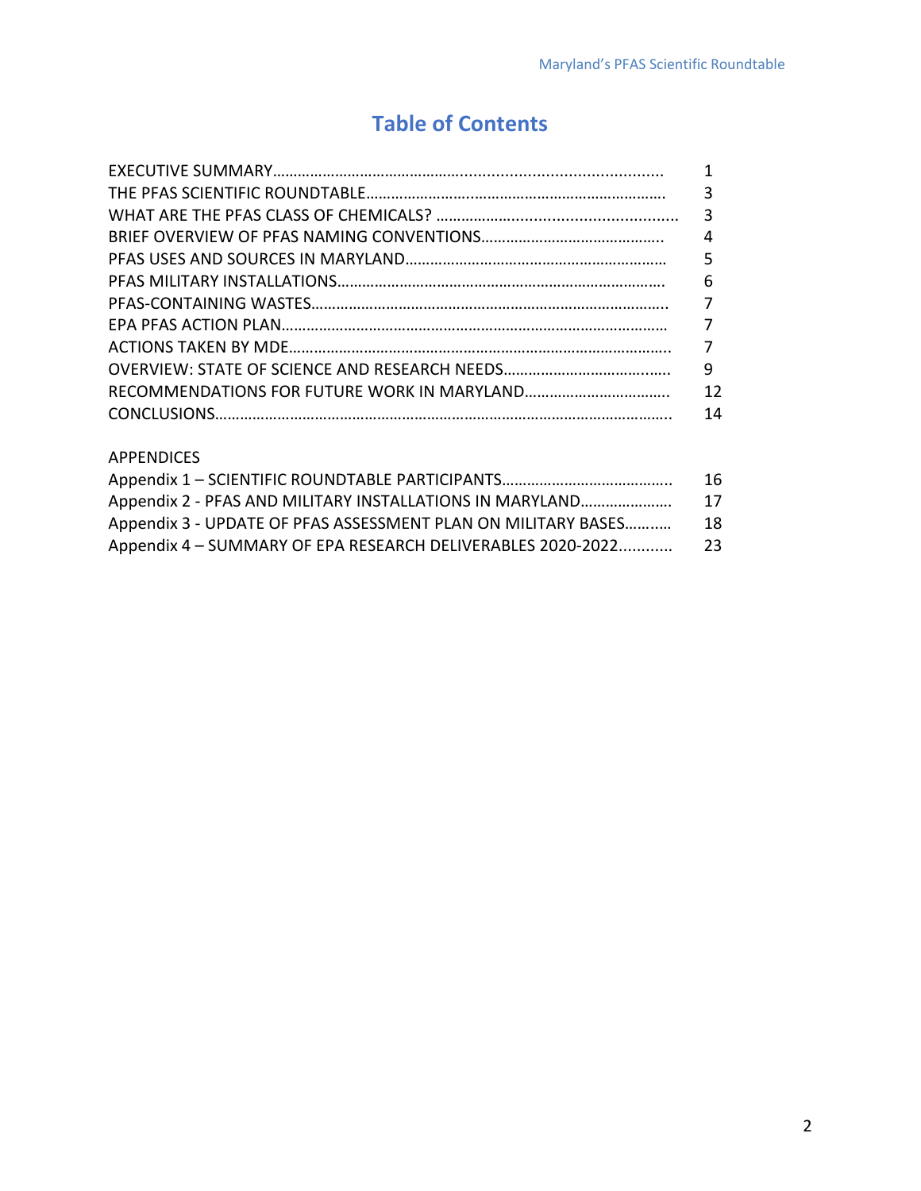# Table of Contents

| | |
|---|---|
| EXECUTIVE SUMMARY | 1 |
| THE PFAS SCIENTIFIC ROUNDTABLE | 3 |
| WHAT ARE THE PFAS CLASS OF CHEMICALS? | 3 |
| BRIEF OVERVIEW OF PFAS NAMING CONVENTIONS | 4 |
| PFAS USES AND SOURCES IN MARYLAND | 5 |
| PFAS MILITARY INSTALLATIONS | 6 |
| PFAS-CONTAINING WASTES | 7 |
| EPA PFAS ACTION PLAN | 7 |
| ACTIONS TAKEN BY MDE | 7 |
| OVERVIEW: STATE OF SCIENCE AND RESEARCH NEEDS | 9 |
| RECOMMENDATIONS FOR FUTURE WORK IN MARYLAND | 12 |
| CONCLUSIONS | 14 |

APPENDICES

| | |
|---|---|
| Appendix 1 – SCIENTIFIC ROUNDTABLE PARTICIPANTS | 16 |
| Appendix 2 - PFAS AND MILITARY INSTALLATIONS IN MARYLAND | 17 |
| Appendix 3 - UPDATE OF PFAS ASSESSMENT PLAN ON MILITARY BASES | 18 |
| Appendix 4 – SUMMARY OF EPA RESEARCH DELIVERABLES 2020-2022 | 23 |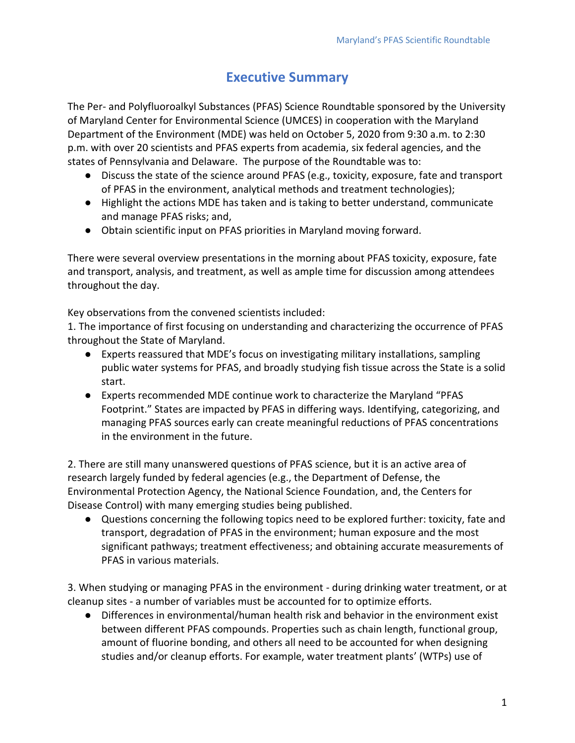# Executive Summary

The Per- and Polyfluoroalkyl Substances (PFAS) Science Roundtable sponsored by the University of Maryland Center for Environmental Science (UMCES) in cooperation with the Maryland Department of the Environment (MDE) was held on October 5, 2020 from 9:30 a.m. to 2:30 p.m. with over 20 scientists and PFAS experts from academia, six federal agencies, and the states of Pennsylvania and Delaware. The purpose of the Roundtable was to:

- Discuss the state of the science around PFAS (e.g., toxicity, exposure, fate and transport of PFAS in the environment, analytical methods and treatment technologies);
- Highlight the actions MDE has taken and is taking to better understand, communicate and manage PFAS risks; and,
- Obtain scientific input on PFAS priorities in Maryland moving forward.

There were several overview presentations in the morning about PFAS toxicity, exposure, fate and transport, analysis, and treatment, as well as ample time for discussion among attendees throughout the day.

Key observations from the convened scientists included:

1. The importance of first focusing on understanding and characterizing the occurrence of PFAS throughout the State of Maryland.
   - Experts reassured that MDE's focus on investigating military installations, sampling public water systems for PFAS, and broadly studying fish tissue across the State is a solid start.
   - Experts recommended MDE continue work to characterize the Maryland "PFAS Footprint." States are impacted by PFAS in differing ways. Identifying, categorizing, and managing PFAS sources early can create meaningful reductions of PFAS concentrations in the environment in the future.

2. There are still many unanswered questions of PFAS science, but it is an active area of research largely funded by federal agencies (e.g., the Department of Defense, the Environmental Protection Agency, the National Science Foundation, and, the Centers for Disease Control) with many emerging studies being published.
   - Questions concerning the following topics need to be explored further: toxicity, fate and transport, degradation of PFAS in the environment; human exposure and the most significant pathways; treatment effectiveness; and obtaining accurate measurements of PFAS in various materials.

3. When studying or managing PFAS in the environment - during drinking water treatment, or at cleanup sites - a number of variables must be accounted for to optimize efforts.
   - Differences in environmental/human health risk and behavior in the environment exist between different PFAS compounds. Properties such as chain length, functional group, amount of fluorine bonding, and others all need to be accounted for when designing studies and/or cleanup efforts. For example, water treatment plants' (WTPs) use of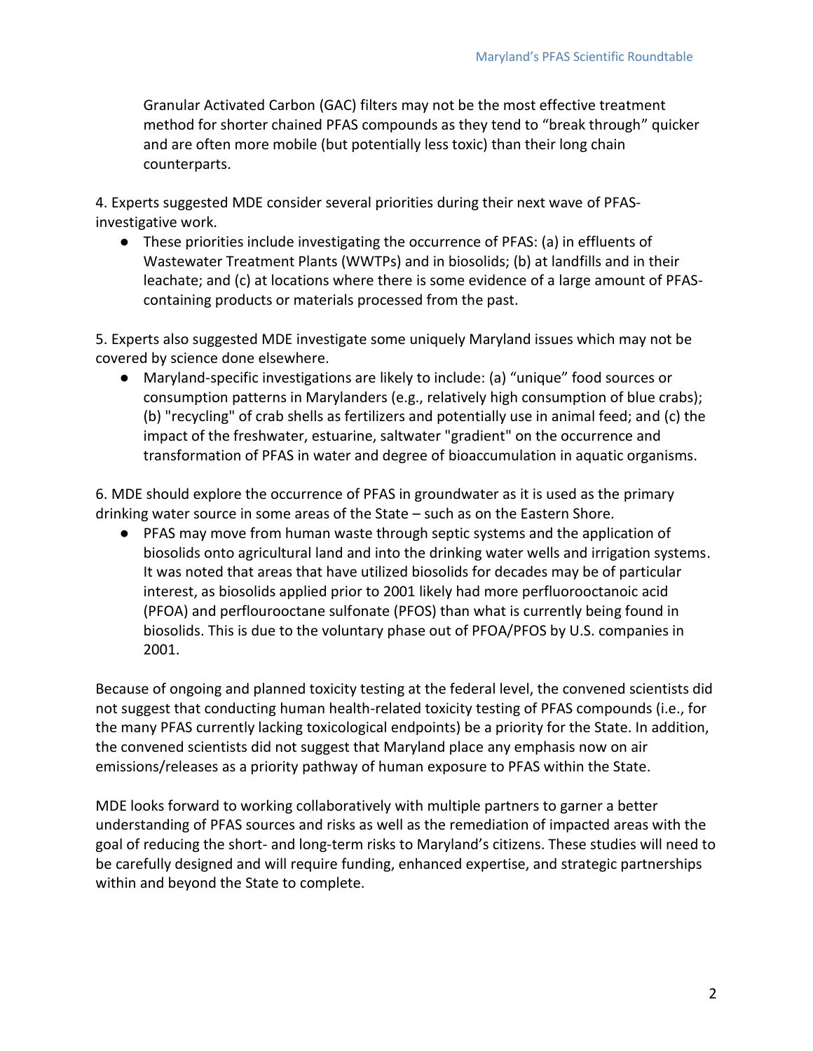Granular Activated Carbon (GAC) filters may not be the most effective treatment method for shorter chained PFAS compounds as they tend to “break through” quicker and are often more mobile (but potentially less toxic) than their long chain counterparts.

4. Experts suggested MDE consider several priorities during their next wave of PFAS-investigative work.

- These priorities include investigating the occurrence of PFAS: (a) in effluents of Wastewater Treatment Plants (WWTPs) and in biosolids; (b) at landfills and in their leachate; and (c) at locations where there is some evidence of a large amount of PFAS-containing products or materials processed from the past.

5. Experts also suggested MDE investigate some uniquely Maryland issues which may not be covered by science done elsewhere.

- Maryland-specific investigations are likely to include: (a) “unique” food sources or consumption patterns in Marylanders (e.g., relatively high consumption of blue crabs); (b) "recycling" of crab shells as fertilizers and potentially use in animal feed; and (c) the impact of the freshwater, estuarine, saltwater "gradient" on the occurrence and transformation of PFAS in water and degree of bioaccumulation in aquatic organisms.

6. MDE should explore the occurrence of PFAS in groundwater as it is used as the primary drinking water source in some areas of the State – such as on the Eastern Shore.

- PFAS may move from human waste through septic systems and the application of biosolids onto agricultural land and into the drinking water wells and irrigation systems. It was noted that areas that have utilized biosolids for decades may be of particular interest, as biosolids applied prior to 2001 likely had more perfluorooctanoic acid (PFOA) and perflourooctane sulfonate (PFOS) than what is currently being found in biosolids. This is due to the voluntary phase out of PFOA/PFOS by U.S. companies in 2001.

Because of ongoing and planned toxicity testing at the federal level, the convened scientists did not suggest that conducting human health-related toxicity testing of PFAS compounds (i.e., for the many PFAS currently lacking toxicological endpoints) be a priority for the State. In addition, the convened scientists did not suggest that Maryland place any emphasis now on air emissions/releases as a priority pathway of human exposure to PFAS within the State.

MDE looks forward to working collaboratively with multiple partners to garner a better understanding of PFAS sources and risks as well as the remediation of impacted areas with the goal of reducing the short- and long-term risks to Maryland’s citizens. These studies will need to be carefully designed and will require funding, enhanced expertise, and strategic partnerships within and beyond the State to complete.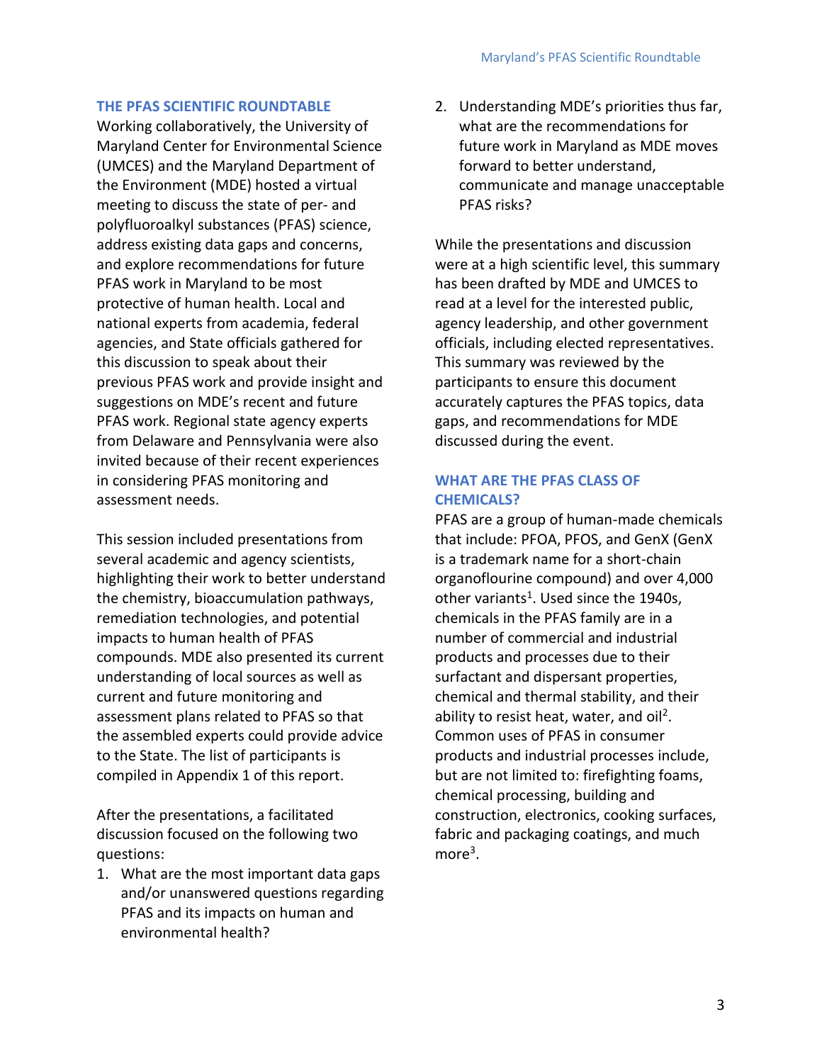## THE PFAS SCIENTIFIC ROUNDTABLE

Working collaboratively, the University of Maryland Center for Environmental Science (UMCES) and the Maryland Department of the Environment (MDE) hosted a virtual meeting to discuss the state of per- and polyfluoroalkyl substances (PFAS) science, address existing data gaps and concerns, and explore recommendations for future PFAS work in Maryland to be most protective of human health. Local and national experts from academia, federal agencies, and State officials gathered for this discussion to speak about their previous PFAS work and provide insight and suggestions on MDE's recent and future PFAS work. Regional state agency experts from Delaware and Pennsylvania were also invited because of their recent experiences in considering PFAS monitoring and assessment needs.

This session included presentations from several academic and agency scientists, highlighting their work to better understand the chemistry, bioaccumulation pathways, remediation technologies, and potential impacts to human health of PFAS compounds. MDE also presented its current understanding of local sources as well as current and future monitoring and assessment plans related to PFAS so that the assembled experts could provide advice to the State. The list of participants is compiled in Appendix 1 of this report.

After the presentations, a facilitated discussion focused on the following two questions:

1. What are the most important data gaps and/or unanswered questions regarding PFAS and its impacts on human and environmental health?
2. Understanding MDE's priorities thus far, what are the recommendations for future work in Maryland as MDE moves forward to better understand, communicate and manage unacceptable PFAS risks?

While the presentations and discussion were at a high scientific level, this summary has been drafted by MDE and UMCES to read at a level for the interested public, agency leadership, and other government officials, including elected representatives. This summary was reviewed by the participants to ensure this document accurately captures the PFAS topics, data gaps, and recommendations for MDE discussed during the event.

## WHAT ARE THE PFAS CLASS OF CHEMICALS?

PFAS are a group of human-made chemicals that include: PFOA, PFOS, and GenX (GenX is a trademark name for a short-chain organoflourine compound) and over 4,000 other variants[1]. Used since the 1940s, chemicals in the PFAS family are in a number of commercial and industrial products and processes due to their surfactant and dispersant properties, chemical and thermal stability, and their ability to resist heat, water, and oil[2]. Common uses of PFAS in consumer products and industrial processes include, but are not limited to: firefighting foams, chemical processing, building and construction, electronics, cooking surfaces, fabric and packaging coatings, and much more[3].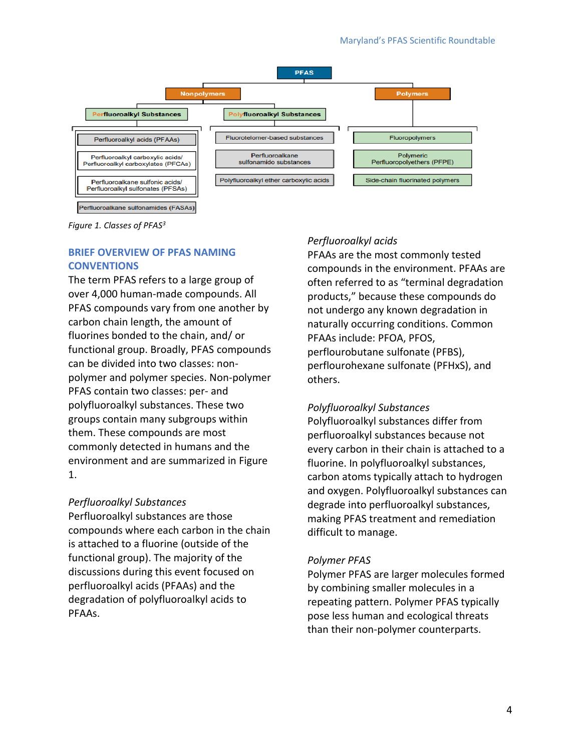- PFAS
  - Nonpolymers
    - Perfluoroalkyl Substances
      - Perfluoroalkyl acids (PFAAs)
        - Perfluoroalkyl carboxylic acids/ Perfluoroalkyl carboxylates (PFCAs)
        - Perfluoroalkane sulfonic acids/ Perfluoroalkyl sulfonates (PFSAs)
      - Perfluoroalkane sulfonamides (FASAs)
    - Polyfluoroalkyl Substances
      - Fluorotelomer-based substances
      - Perfluoroalkane sulfonamido substances
      - Polyfluoroalkyl ether carboxylic acids
  - Polymers
    - Fluoropolymers
    - Polymeric Perfluoropolyethers (PFPE)
    - Side-chain fluorinated polymers

*Figure 1. Classes of PFAS*[3]

## BRIEF OVERVIEW OF PFAS NAMING CONVENTIONS

The term PFAS refers to a large group of over 4,000 human-made compounds. All PFAS compounds vary from one another by carbon chain length, the amount of fluorines bonded to the chain, and/ or functional group. Broadly, PFAS compounds can be divided into two classes: non-polymer and polymer species. Non-polymer PFAS contain two classes: per- and polyfluoroalkyl substances. These two groups contain many subgroups within them. These compounds are most commonly detected in humans and the environment and are summarized in Figure 1.

### *Perfluoroalkyl Substances*

Perfluoroalkyl substances are those compounds where each carbon in the chain is attached to a fluorine (outside of the functional group). The majority of the discussions during this event focused on perfluoroalkyl acids (PFAAs) and the degradation of polyfluoroalkyl acids to PFAAs.

### *Perfluoroalkyl acids*

PFAAs are the most commonly tested compounds in the environment. PFAAs are often referred to as "terminal degradation products," because these compounds do not undergo any known degradation in naturally occurring conditions. Common PFAAs include: PFOA, PFOS, perflourobutane sulfonate (PFBS), perflourohexane sulfonate (PFHxS), and others.

### *Polyfluoroalkyl Substances*

Polyfluoroalkyl substances differ from perfluoroalkyl substances because not every carbon in their chain is attached to a fluorine. In polyfluoroalkyl substances, carbon atoms typically attach to hydrogen and oxygen. Polyfluoroalkyl substances can degrade into perfluoroalkyl substances, making PFAS treatment and remediation difficult to manage.

### *Polymer PFAS*

Polymer PFAS are larger molecules formed by combining smaller molecules in a repeating pattern. Polymer PFAS typically pose less human and ecological threats than their non-polymer counterparts.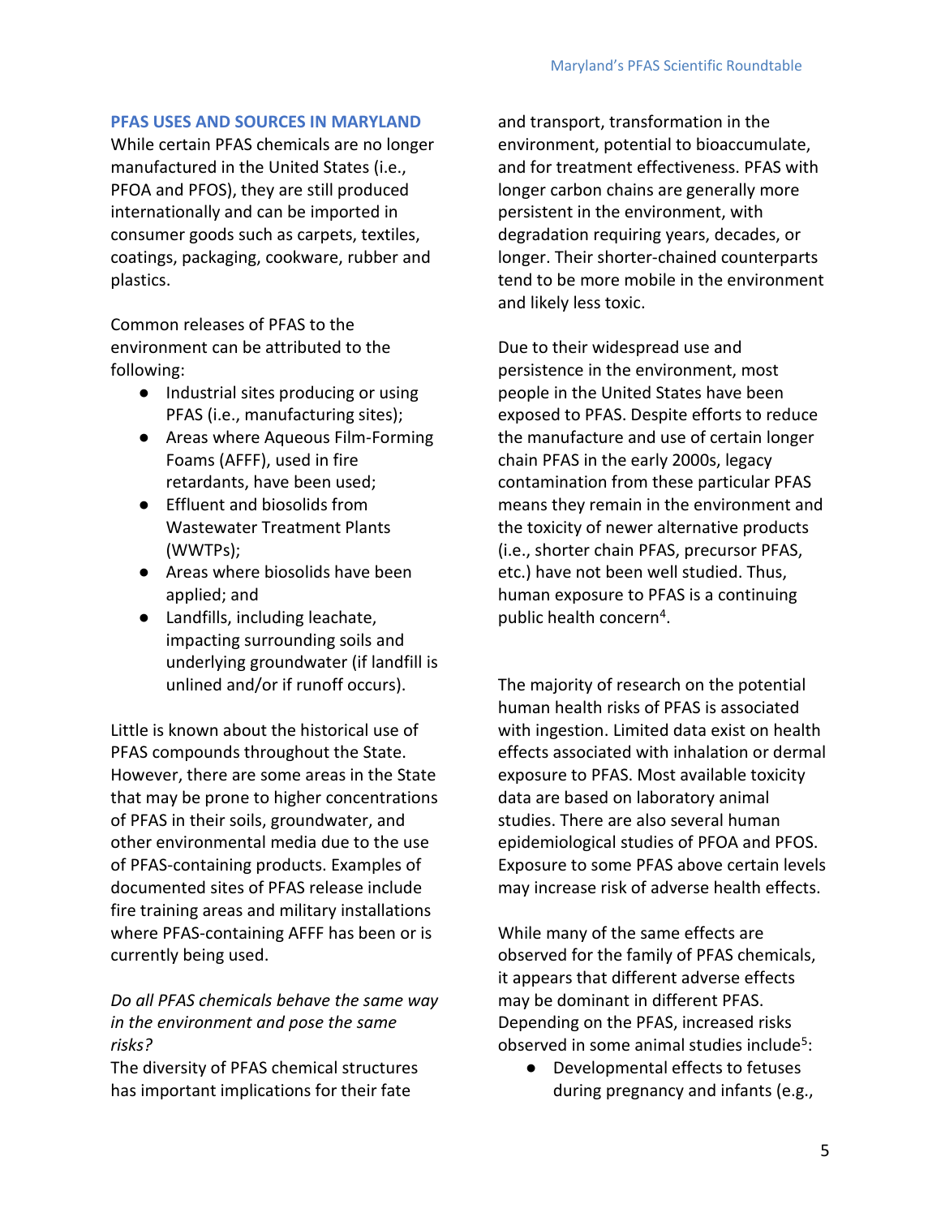## PFAS USES AND SOURCES IN MARYLAND

While certain PFAS chemicals are no longer manufactured in the United States (i.e., PFOA and PFOS), they are still produced internationally and can be imported in consumer goods such as carpets, textiles, coatings, packaging, cookware, rubber and plastics.

Common releases of PFAS to the environment can be attributed to the following:

- Industrial sites producing or using PFAS (i.e., manufacturing sites);
- Areas where Aqueous Film-Forming Foams (AFFF), used in fire retardants, have been used;
- Effluent and biosolids from Wastewater Treatment Plants (WWTPs);
- Areas where biosolids have been applied; and
- Landfills, including leachate, impacting surrounding soils and underlying groundwater (if landfill is unlined and/or if runoff occurs).

Little is known about the historical use of PFAS compounds throughout the State. However, there are some areas in the State that may be prone to higher concentrations of PFAS in their soils, groundwater, and other environmental media due to the use of PFAS-containing products. Examples of documented sites of PFAS release include fire training areas and military installations where PFAS-containing AFFF has been or is currently being used.

*Do all PFAS chemicals behave the same way in the environment and pose the same risks?*

The diversity of PFAS chemical structures has important implications for their fate and transport, transformation in the environment, potential to bioaccumulate, and for treatment effectiveness. PFAS with longer carbon chains are generally more persistent in the environment, with degradation requiring years, decades, or longer. Their shorter-chained counterparts tend to be more mobile in the environment and likely less toxic.

Due to their widespread use and persistence in the environment, most people in the United States have been exposed to PFAS. Despite efforts to reduce the manufacture and use of certain longer chain PFAS in the early 2000s, legacy contamination from these particular PFAS means they remain in the environment and the toxicity of newer alternative products (i.e., shorter chain PFAS, precursor PFAS, etc.) have not been well studied. Thus, human exposure to PFAS is a continuing public health concern[4].

The majority of research on the potential human health risks of PFAS is associated with ingestion. Limited data exist on health effects associated with inhalation or dermal exposure to PFAS. Most available toxicity data are based on laboratory animal studies. There are also several human epidemiological studies of PFOA and PFOS. Exposure to some PFAS above certain levels may increase risk of adverse health effects.

While many of the same effects are observed for the family of PFAS chemicals, it appears that different adverse effects may be dominant in different PFAS. Depending on the PFAS, increased risks observed in some animal studies include[5]:

- Developmental effects to fetuses during pregnancy and infants (e.g.,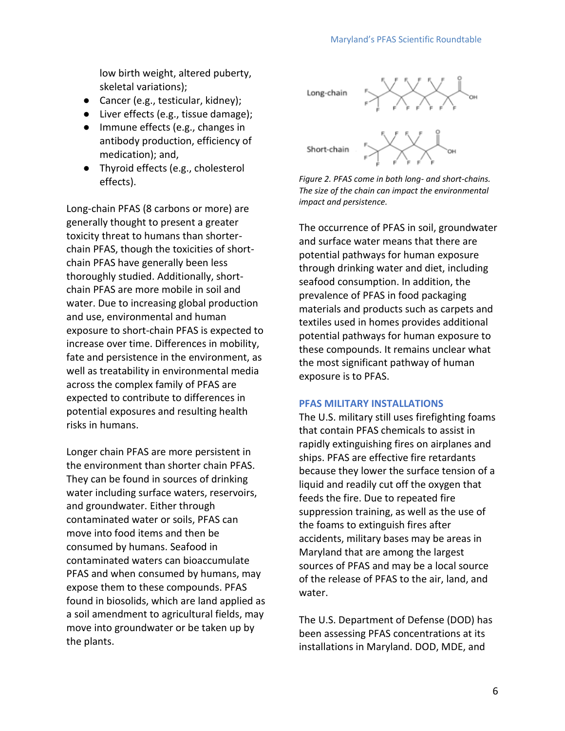low birth weight, altered puberty, skeletal variations);

- Cancer (e.g., testicular, kidney);
- Liver effects (e.g., tissue damage);
- Immune effects (e.g., changes in antibody production, efficiency of medication); and,
- Thyroid effects (e.g., cholesterol effects).

Long-chain PFAS (8 carbons or more) are generally thought to present a greater toxicity threat to humans than shorter-chain PFAS, though the toxicities of short-chain PFAS have generally been less thoroughly studied. Additionally, short-chain PFAS are more mobile in soil and water. Due to increasing global production and use, environmental and human exposure to short-chain PFAS is expected to increase over time. Differences in mobility, fate and persistence in the environment, as well as treatability in environmental media across the complex family of PFAS are expected to contribute to differences in potential exposures and resulting health risks in humans.

Longer chain PFAS are more persistent in the environment than shorter chain PFAS. They can be found in sources of drinking water including surface waters, reservoirs, and groundwater. Either through contaminated water or soils, PFAS can move into food items and then be consumed by humans. Seafood in contaminated waters can bioaccumulate PFAS and when consumed by humans, may expose them to these compounds. PFAS found in biosolids, which are land applied as a soil amendment to agricultural fields, may move into groundwater or be taken up by the plants.

Long-chain

Short-chain

*Figure 2. PFAS come in both long- and short-chains. The size of the chain can impact the environmental impact and persistence.*

The occurrence of PFAS in soil, groundwater and surface water means that there are potential pathways for human exposure through drinking water and diet, including seafood consumption. In addition, the prevalence of PFAS in food packaging materials and products such as carpets and textiles used in homes provides additional potential pathways for human exposure to these compounds. It remains unclear what the most significant pathway of human exposure is to PFAS.

## PFAS MILITARY INSTALLATIONS

The U.S. military still uses firefighting foams that contain PFAS chemicals to assist in rapidly extinguishing fires on airplanes and ships. PFAS are effective fire retardants because they lower the surface tension of a liquid and readily cut off the oxygen that feeds the fire. Due to repeated fire suppression training, as well as the use of the foams to extinguish fires after accidents, military bases may be areas in Maryland that are among the largest sources of PFAS and may be a local source of the release of PFAS to the air, land, and water.

The U.S. Department of Defense (DOD) has been assessing PFAS concentrations at its installations in Maryland. DOD, MDE, and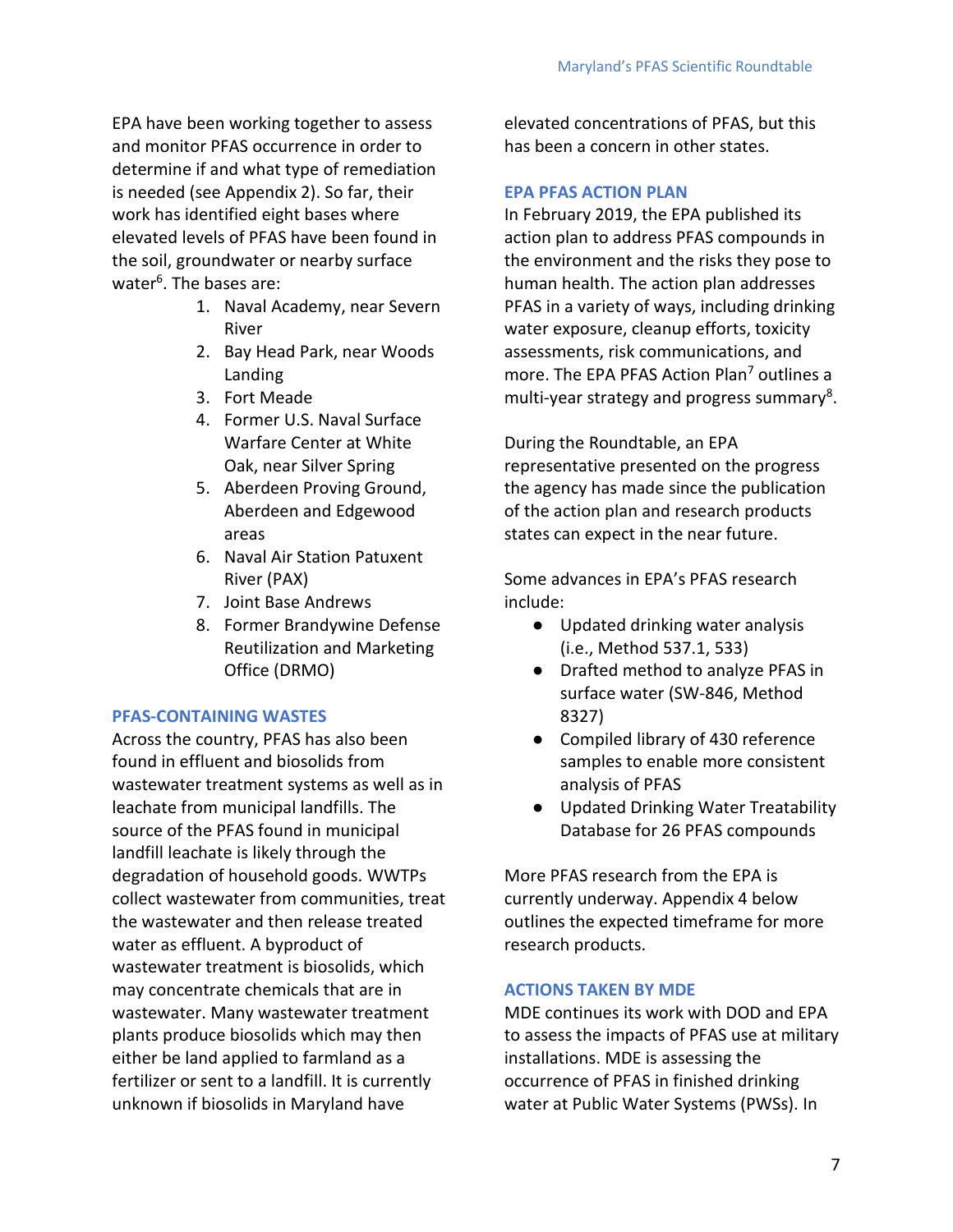EPA have been working together to assess and monitor PFAS occurrence in order to determine if and what type of remediation is needed (see Appendix 2). So far, their work has identified eight bases where elevated levels of PFAS have been found in the soil, groundwater or nearby surface water[6]. The bases are:

1. Naval Academy, near Severn River
2. Bay Head Park, near Woods Landing
3. Fort Meade
4. Former U.S. Naval Surface Warfare Center at White Oak, near Silver Spring
5. Aberdeen Proving Ground, Aberdeen and Edgewood areas
6. Naval Air Station Patuxent River (PAX)
7. Joint Base Andrews
8. Former Brandywine Defense Reutilization and Marketing Office (DRMO)

### PFAS-CONTAINING WASTES

Across the country, PFAS has also been found in effluent and biosolids from wastewater treatment systems as well as in leachate from municipal landfills. The source of the PFAS found in municipal landfill leachate is likely through the degradation of household goods. WWTPs collect wastewater from communities, treat the wastewater and then release treated water as effluent. A byproduct of wastewater treatment is biosolids, which may concentrate chemicals that are in wastewater. Many wastewater treatment plants produce biosolids which may then either be land applied to farmland as a fertilizer or sent to a landfill. It is currently unknown if biosolids in Maryland have elevated concentrations of PFAS, but this has been a concern in other states.

### EPA PFAS ACTION PLAN

In February 2019, the EPA published its action plan to address PFAS compounds in the environment and the risks they pose to human health. The action plan addresses PFAS in a variety of ways, including drinking water exposure, cleanup efforts, toxicity assessments, risk communications, and more. The EPA PFAS Action Plan[7] outlines a multi-year strategy and progress summary[8].

During the Roundtable, an EPA representative presented on the progress the agency has made since the publication of the action plan and research products states can expect in the near future.

Some advances in EPA's PFAS research include:

- Updated drinking water analysis (i.e., Method 537.1, 533)
- Drafted method to analyze PFAS in surface water (SW-846, Method 8327)
- Compiled library of 430 reference samples to enable more consistent analysis of PFAS
- Updated Drinking Water Treatability Database for 26 PFAS compounds

More PFAS research from the EPA is currently underway. Appendix 4 below outlines the expected timeframe for more research products.

### ACTIONS TAKEN BY MDE

MDE continues its work with DOD and EPA to assess the impacts of PFAS use at military installations. MDE is assessing the occurrence of PFAS in finished drinking water at Public Water Systems (PWSs). In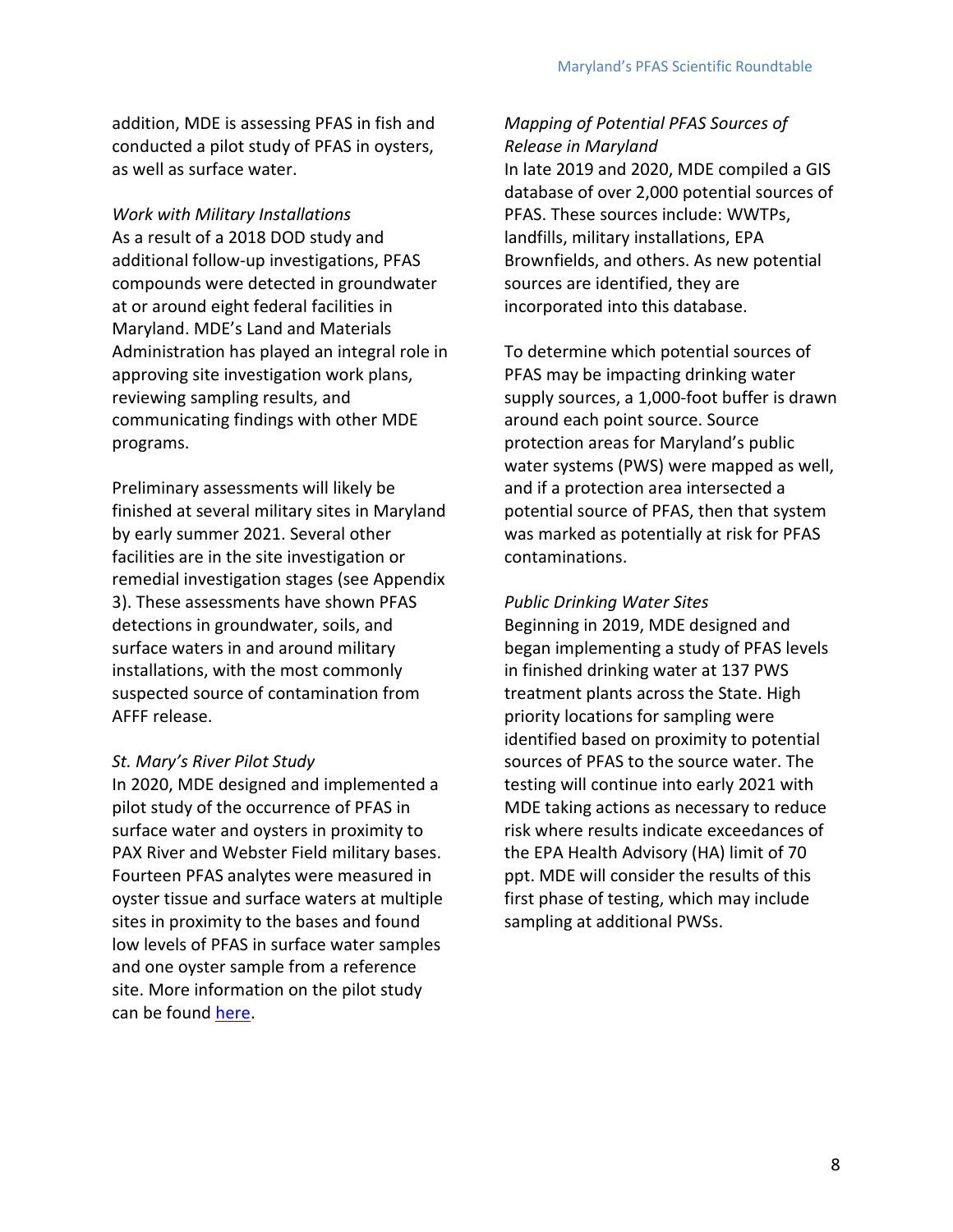addition, MDE is assessing PFAS in fish and conducted a pilot study of PFAS in oysters, as well as surface water.

*Work with Military Installations*

As a result of a 2018 DOD study and additional follow-up investigations, PFAS compounds were detected in groundwater at or around eight federal facilities in Maryland. MDE's Land and Materials Administration has played an integral role in approving site investigation work plans, reviewing sampling results, and communicating findings with other MDE programs.

Preliminary assessments will likely be finished at several military sites in Maryland by early summer 2021. Several other facilities are in the site investigation or remedial investigation stages (see Appendix 3). These assessments have shown PFAS detections in groundwater, soils, and surface waters in and around military installations, with the most commonly suspected source of contamination from AFFF release.

*St. Mary's River Pilot Study*

In 2020, MDE designed and implemented a pilot study of the occurrence of PFAS in surface water and oysters in proximity to PAX River and Webster Field military bases. Fourteen PFAS analytes were measured in oyster tissue and surface waters at multiple sites in proximity to the bases and found low levels of PFAS in surface water samples and one oyster sample from a reference site. More information on the pilot study can be found here.

*Mapping of Potential PFAS Sources of Release in Maryland*

In late 2019 and 2020, MDE compiled a GIS database of over 2,000 potential sources of PFAS. These sources include: WWTPs, landfills, military installations, EPA Brownfields, and others. As new potential sources are identified, they are incorporated into this database.

To determine which potential sources of PFAS may be impacting drinking water supply sources, a 1,000-foot buffer is drawn around each point source. Source protection areas for Maryland's public water systems (PWS) were mapped as well, and if a protection area intersected a potential source of PFAS, then that system was marked as potentially at risk for PFAS contaminations.

*Public Drinking Water Sites*

Beginning in 2019, MDE designed and began implementing a study of PFAS levels in finished drinking water at 137 PWS treatment plants across the State. High priority locations for sampling were identified based on proximity to potential sources of PFAS to the source water. The testing will continue into early 2021 with MDE taking actions as necessary to reduce risk where results indicate exceedances of the EPA Health Advisory (HA) limit of 70 ppt. MDE will consider the results of this first phase of testing, which may include sampling at additional PWSs.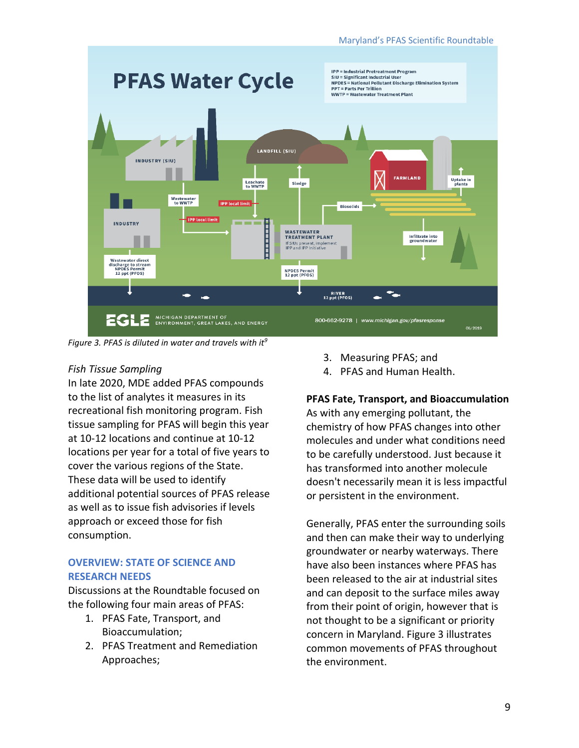Figure 3. PFAS is diluted in water and travels with it[9]

*Fish Tissue Sampling*

In late 2020, MDE added PFAS compounds to the list of analytes it measures in its recreational fish monitoring program. Fish tissue sampling for PFAS will begin this year at 10-12 locations and continue at 10-12 locations per year for a total of five years to cover the various regions of the State. These data will be used to identify additional potential sources of PFAS release as well as to issue fish advisories if levels approach or exceed those for fish consumption.

## OVERVIEW: STATE OF SCIENCE AND RESEARCH NEEDS

Discussions at the Roundtable focused on the following four main areas of PFAS:

1. PFAS Fate, Transport, and Bioaccumulation;
2. PFAS Treatment and Remediation Approaches;
3. Measuring PFAS; and
4. PFAS and Human Health.

**PFAS Fate, Transport, and Bioaccumulation**

As with any emerging pollutant, the chemistry of how PFAS changes into other molecules and under what conditions need to be carefully understood. Just because it has transformed into another molecule doesn't necessarily mean it is less impactful or persistent in the environment.

Generally, PFAS enter the surrounding soils and then can make their way to underlying groundwater or nearby waterways. There have also been instances where PFAS has been released to the air at industrial sites and can deposit to the surface miles away from their point of origin, however that is not thought to be a significant or priority concern in Maryland. Figure 3 illustrates common movements of PFAS throughout the environment.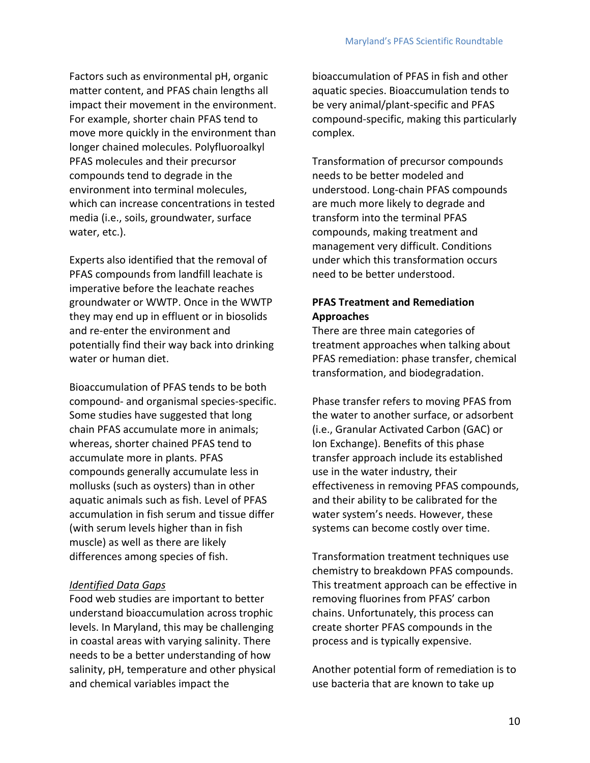Factors such as environmental pH, organic matter content, and PFAS chain lengths all impact their movement in the environment. For example, shorter chain PFAS tend to move more quickly in the environment than longer chained molecules. Polyfluoroalkyl PFAS molecules and their precursor compounds tend to degrade in the environment into terminal molecules, which can increase concentrations in tested media (i.e., soils, groundwater, surface water, etc.).

Experts also identified that the removal of PFAS compounds from landfill leachate is imperative before the leachate reaches groundwater or WWTP. Once in the WWTP they may end up in effluent or in biosolids and re-enter the environment and potentially find their way back into drinking water or human diet.

Bioaccumulation of PFAS tends to be both compound- and organismal species-specific. Some studies have suggested that long chain PFAS accumulate more in animals; whereas, shorter chained PFAS tend to accumulate more in plants. PFAS compounds generally accumulate less in mollusks (such as oysters) than in other aquatic animals such as fish. Level of PFAS accumulation in fish serum and tissue differ (with serum levels higher than in fish muscle) as well as there are likely differences among species of fish.

*Identified Data Gaps*

Food web studies are important to better understand bioaccumulation across trophic levels. In Maryland, this may be challenging in coastal areas with varying salinity. There needs to be a better understanding of how salinity, pH, temperature and other physical and chemical variables impact the bioaccumulation of PFAS in fish and other aquatic species. Bioaccumulation tends to be very animal/plant-specific and PFAS compound-specific, making this particularly complex.

Transformation of precursor compounds needs to be better modeled and understood. Long-chain PFAS compounds are much more likely to degrade and transform into the terminal PFAS compounds, making treatment and management very difficult. Conditions under which this transformation occurs need to be better understood.

**PFAS Treatment and Remediation Approaches**

There are three main categories of treatment approaches when talking about PFAS remediation: phase transfer, chemical transformation, and biodegradation.

Phase transfer refers to moving PFAS from the water to another surface, or adsorbent (i.e., Granular Activated Carbon (GAC) or Ion Exchange). Benefits of this phase transfer approach include its established use in the water industry, their effectiveness in removing PFAS compounds, and their ability to be calibrated for the water system's needs. However, these systems can become costly over time.

Transformation treatment techniques use chemistry to breakdown PFAS compounds. This treatment approach can be effective in removing fluorines from PFAS' carbon chains. Unfortunately, this process can create shorter PFAS compounds in the process and is typically expensive.

Another potential form of remediation is to use bacteria that are known to take up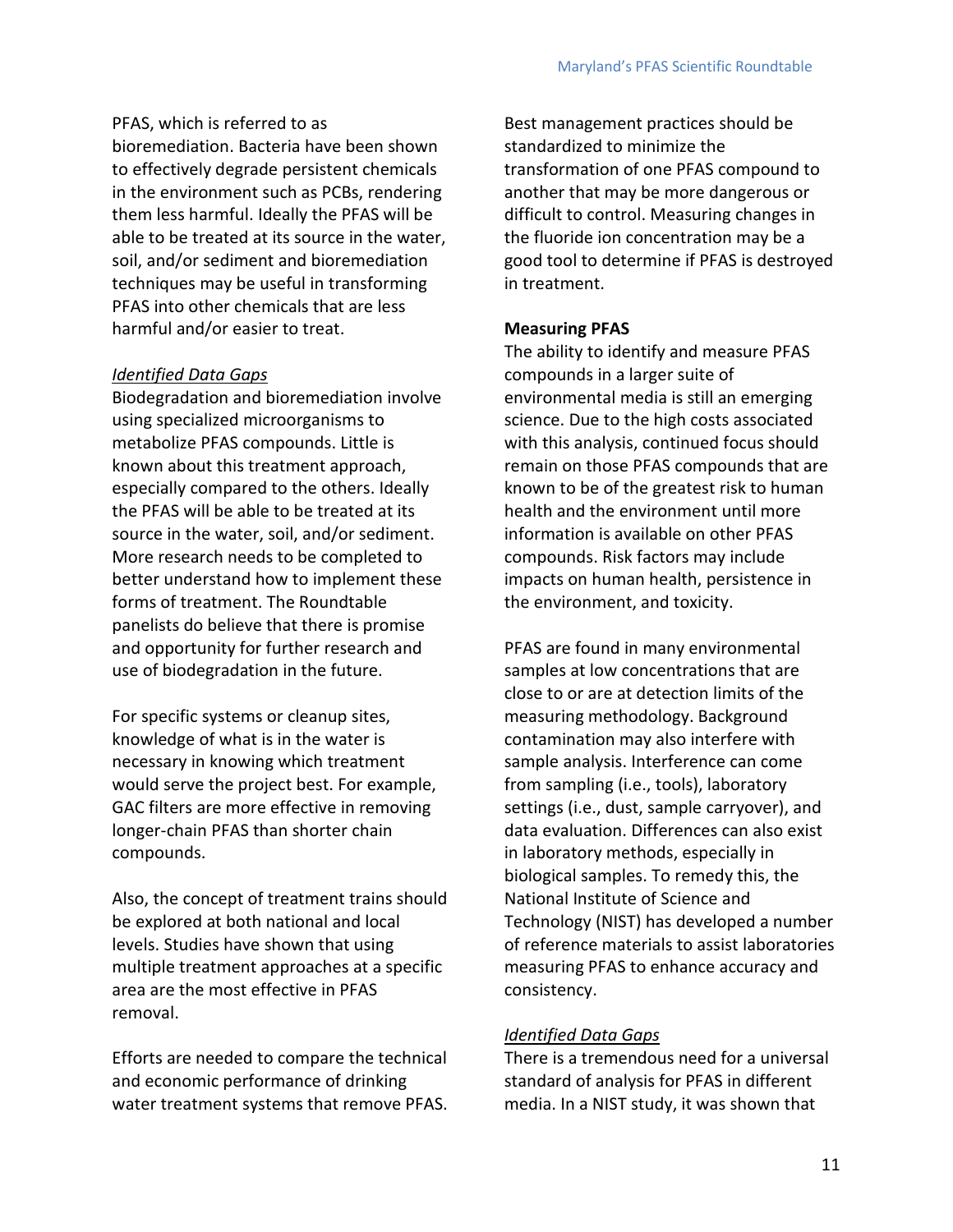PFAS, which is referred to as bioremediation. Bacteria have been shown to effectively degrade persistent chemicals in the environment such as PCBs, rendering them less harmful. Ideally the PFAS will be able to be treated at its source in the water, soil, and/or sediment and bioremediation techniques may be useful in transforming PFAS into other chemicals that are less harmful and/or easier to treat.

*Identified Data Gaps*

Biodegradation and bioremediation involve using specialized microorganisms to metabolize PFAS compounds. Little is known about this treatment approach, especially compared to the others. Ideally the PFAS will be able to be treated at its source in the water, soil, and/or sediment. More research needs to be completed to better understand how to implement these forms of treatment. The Roundtable panelists do believe that there is promise and opportunity for further research and use of biodegradation in the future.

For specific systems or cleanup sites, knowledge of what is in the water is necessary in knowing which treatment would serve the project best. For example, GAC filters are more effective in removing longer-chain PFAS than shorter chain compounds.

Also, the concept of treatment trains should be explored at both national and local levels. Studies have shown that using multiple treatment approaches at a specific area are the most effective in PFAS removal.

Efforts are needed to compare the technical and economic performance of drinking water treatment systems that remove PFAS. Best management practices should be standardized to minimize the transformation of one PFAS compound to another that may be more dangerous or difficult to control. Measuring changes in the fluoride ion concentration may be a good tool to determine if PFAS is destroyed in treatment.

**Measuring PFAS**

The ability to identify and measure PFAS compounds in a larger suite of environmental media is still an emerging science. Due to the high costs associated with this analysis, continued focus should remain on those PFAS compounds that are known to be of the greatest risk to human health and the environment until more information is available on other PFAS compounds. Risk factors may include impacts on human health, persistence in the environment, and toxicity.

PFAS are found in many environmental samples at low concentrations that are close to or are at detection limits of the measuring methodology. Background contamination may also interfere with sample analysis. Interference can come from sampling (i.e., tools), laboratory settings (i.e., dust, sample carryover), and data evaluation. Differences can also exist in laboratory methods, especially in biological samples. To remedy this, the National Institute of Science and Technology (NIST) has developed a number of reference materials to assist laboratories measuring PFAS to enhance accuracy and consistency.

*Identified Data Gaps*

There is a tremendous need for a universal standard of analysis for PFAS in different media. In a NIST study, it was shown that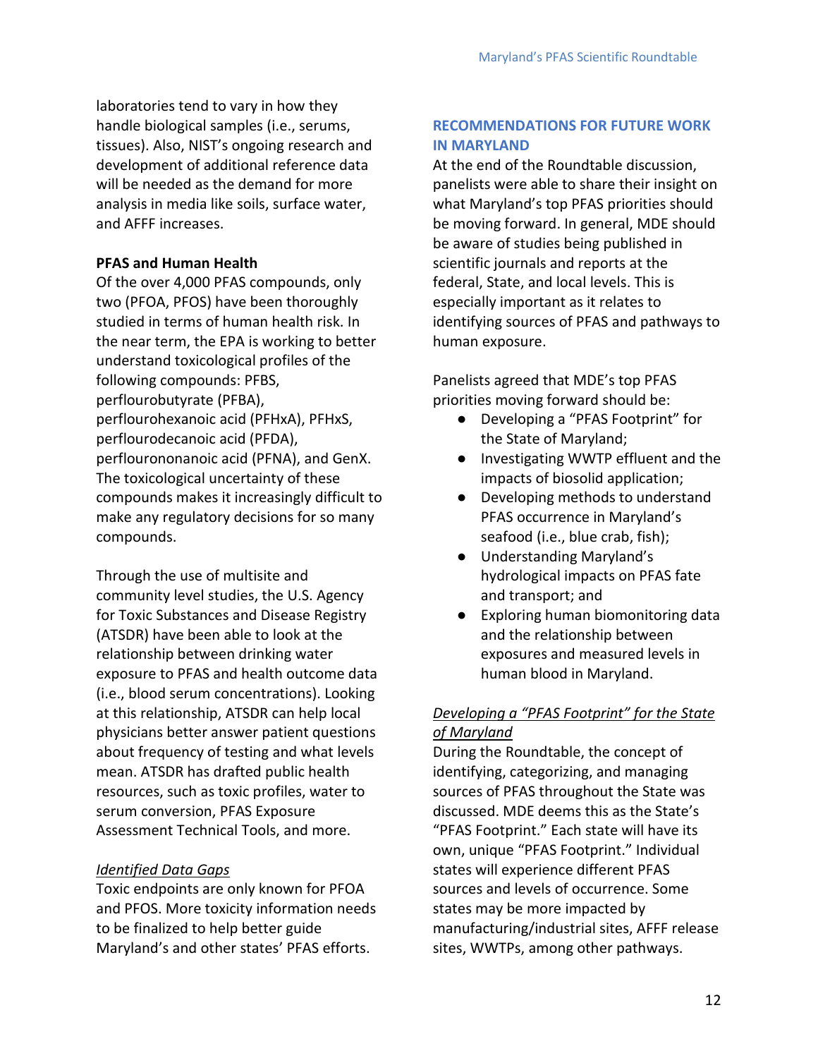laboratories tend to vary in how they handle biological samples (i.e., serums, tissues). Also, NIST's ongoing research and development of additional reference data will be needed as the demand for more analysis in media like soils, surface water, and AFFF increases.

**PFAS and Human Health**

Of the over 4,000 PFAS compounds, only two (PFOA, PFOS) have been thoroughly studied in terms of human health risk. In the near term, the EPA is working to better understand toxicological profiles of the following compounds: PFBS, perflourobutyrate (PFBA), perflourohexanoic acid (PFHxA), PFHxS, perflourodecanoic acid (PFDA), perflourononanoic acid (PFNA), and GenX. The toxicological uncertainty of these compounds makes it increasingly difficult to make any regulatory decisions for so many compounds.

Through the use of multisite and community level studies, the U.S. Agency for Toxic Substances and Disease Registry (ATSDR) have been able to look at the relationship between drinking water exposure to PFAS and health outcome data (i.e., blood serum concentrations). Looking at this relationship, ATSDR can help local physicians better answer patient questions about frequency of testing and what levels mean. ATSDR has drafted public health resources, such as toxic profiles, water to serum conversion, PFAS Exposure Assessment Technical Tools, and more.

*Identified Data Gaps*

Toxic endpoints are only known for PFOA and PFOS. More toxicity information needs to be finalized to help better guide Maryland's and other states' PFAS efforts.

## RECOMMENDATIONS FOR FUTURE WORK IN MARYLAND

At the end of the Roundtable discussion, panelists were able to share their insight on what Maryland's top PFAS priorities should be moving forward. In general, MDE should be aware of studies being published in scientific journals and reports at the federal, State, and local levels. This is especially important as it relates to identifying sources of PFAS and pathways to human exposure.

Panelists agreed that MDE's top PFAS priorities moving forward should be:

- Developing a "PFAS Footprint" for the State of Maryland;
- Investigating WWTP effluent and the impacts of biosolid application;
- Developing methods to understand PFAS occurrence in Maryland's seafood (i.e., blue crab, fish);
- Understanding Maryland's hydrological impacts on PFAS fate and transport; and
- Exploring human biomonitoring data and the relationship between exposures and measured levels in human blood in Maryland.

*Developing a "PFAS Footprint" for the State of Maryland*

During the Roundtable, the concept of identifying, categorizing, and managing sources of PFAS throughout the State was discussed. MDE deems this as the State's "PFAS Footprint." Each state will have its own, unique "PFAS Footprint." Individual states will experience different PFAS sources and levels of occurrence. Some states may be more impacted by manufacturing/industrial sites, AFFF release sites, WWTPs, among other pathways.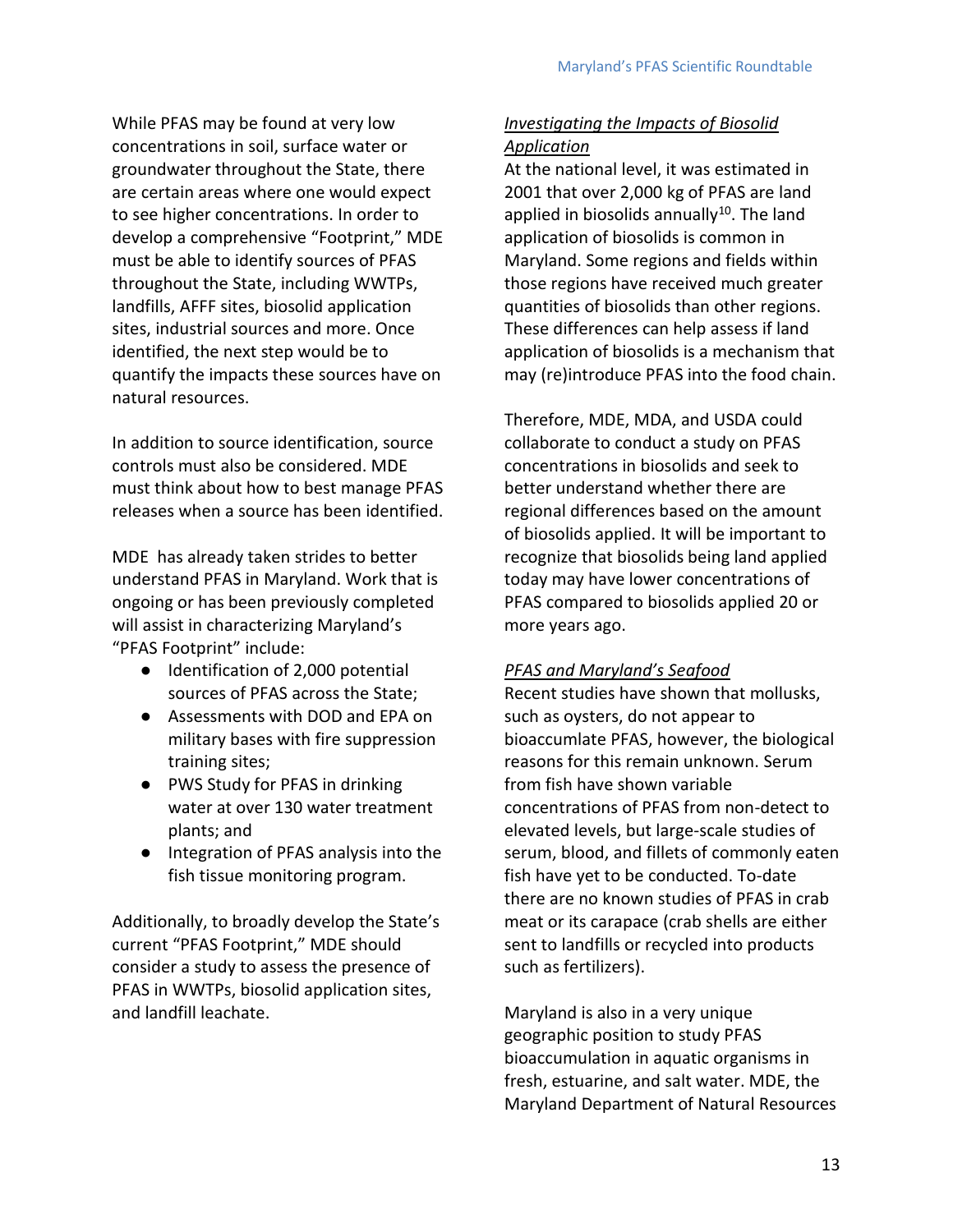While PFAS may be found at very low concentrations in soil, surface water or groundwater throughout the State, there are certain areas where one would expect to see higher concentrations. In order to develop a comprehensive "Footprint," MDE must be able to identify sources of PFAS throughout the State, including WWTPs, landfills, AFFF sites, biosolid application sites, industrial sources and more. Once identified, the next step would be to quantify the impacts these sources have on natural resources.

In addition to source identification, source controls must also be considered. MDE must think about how to best manage PFAS releases when a source has been identified.

MDE has already taken strides to better understand PFAS in Maryland. Work that is ongoing or has been previously completed will assist in characterizing Maryland's "PFAS Footprint" include:

- Identification of 2,000 potential sources of PFAS across the State;
- Assessments with DOD and EPA on military bases with fire suppression training sites;
- PWS Study for PFAS in drinking water at over 130 water treatment plants; and
- Integration of PFAS analysis into the fish tissue monitoring program.

Additionally, to broadly develop the State's current "PFAS Footprint," MDE should consider a study to assess the presence of PFAS in WWTPs, biosolid application sites, and landfill leachate.

***Investigating the Impacts of Biosolid Application***

At the national level, it was estimated in 2001 that over 2,000 kg of PFAS are land applied in biosolids annually[10]. The land application of biosolids is common in Maryland. Some regions and fields within those regions have received much greater quantities of biosolids than other regions. These differences can help assess if land application of biosolids is a mechanism that may (re)introduce PFAS into the food chain.

Therefore, MDE, MDA, and USDA could collaborate to conduct a study on PFAS concentrations in biosolids and seek to better understand whether there are regional differences based on the amount of biosolids applied. It will be important to recognize that biosolids being land applied today may have lower concentrations of PFAS compared to biosolids applied 20 or more years ago.

***PFAS and Maryland's Seafood***

Recent studies have shown that mollusks, such as oysters, do not appear to bioaccumlate PFAS, however, the biological reasons for this remain unknown. Serum from fish have shown variable concentrations of PFAS from non-detect to elevated levels, but large-scale studies of serum, blood, and fillets of commonly eaten fish have yet to be conducted. To-date there are no known studies of PFAS in crab meat or its carapace (crab shells are either sent to landfills or recycled into products such as fertilizers).

Maryland is also in a very unique geographic position to study PFAS bioaccumulation in aquatic organisms in fresh, estuarine, and salt water. MDE, the Maryland Department of Natural Resources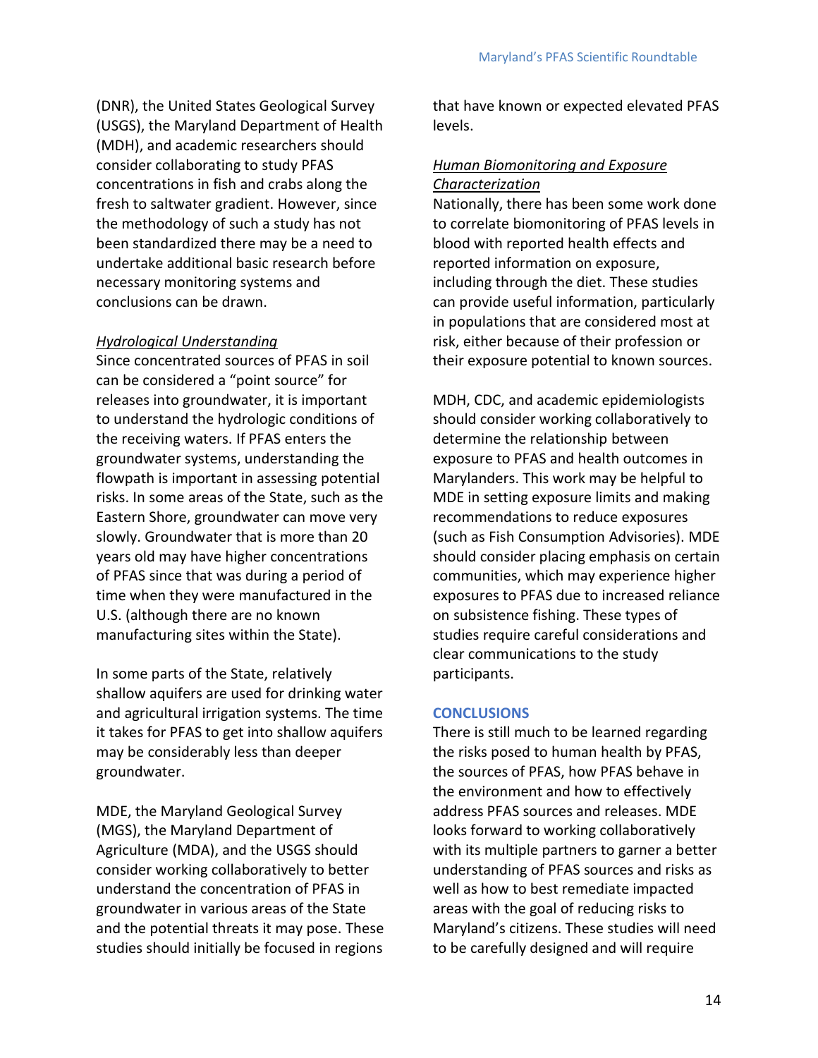(DNR), the United States Geological Survey (USGS), the Maryland Department of Health (MDH), and academic researchers should consider collaborating to study PFAS concentrations in fish and crabs along the fresh to saltwater gradient. However, since the methodology of such a study has not been standardized there may be a need to undertake additional basic research before necessary monitoring systems and conclusions can be drawn.

*Hydrological Understanding*

Since concentrated sources of PFAS in soil can be considered a "point source" for releases into groundwater, it is important to understand the hydrologic conditions of the receiving waters. If PFAS enters the groundwater systems, understanding the flowpath is important in assessing potential risks. In some areas of the State, such as the Eastern Shore, groundwater can move very slowly. Groundwater that is more than 20 years old may have higher concentrations of PFAS since that was during a period of time when they were manufactured in the U.S. (although there are no known manufacturing sites within the State).

In some parts of the State, relatively shallow aquifers are used for drinking water and agricultural irrigation systems. The time it takes for PFAS to get into shallow aquifers may be considerably less than deeper groundwater.

MDE, the Maryland Geological Survey (MGS), the Maryland Department of Agriculture (MDA), and the USGS should consider working collaboratively to better understand the concentration of PFAS in groundwater in various areas of the State and the potential threats it may pose. These studies should initially be focused in regions that have known or expected elevated PFAS levels.

*Human Biomonitoring and Exposure Characterization*

Nationally, there has been some work done to correlate biomonitoring of PFAS levels in blood with reported health effects and reported information on exposure, including through the diet. These studies can provide useful information, particularly in populations that are considered most at risk, either because of their profession or their exposure potential to known sources.

MDH, CDC, and academic epidemiologists should consider working collaboratively to determine the relationship between exposure to PFAS and health outcomes in Marylanders. This work may be helpful to MDE in setting exposure limits and making recommendations to reduce exposures (such as Fish Consumption Advisories). MDE should consider placing emphasis on certain communities, which may experience higher exposures to PFAS due to increased reliance on subsistence fishing. These types of studies require careful considerations and clear communications to the study participants.

## CONCLUSIONS

There is still much to be learned regarding the risks posed to human health by PFAS, the sources of PFAS, how PFAS behave in the environment and how to effectively address PFAS sources and releases. MDE looks forward to working collaboratively with its multiple partners to garner a better understanding of PFAS sources and risks as well as how to best remediate impacted areas with the goal of reducing risks to Maryland's citizens. These studies will need to be carefully designed and will require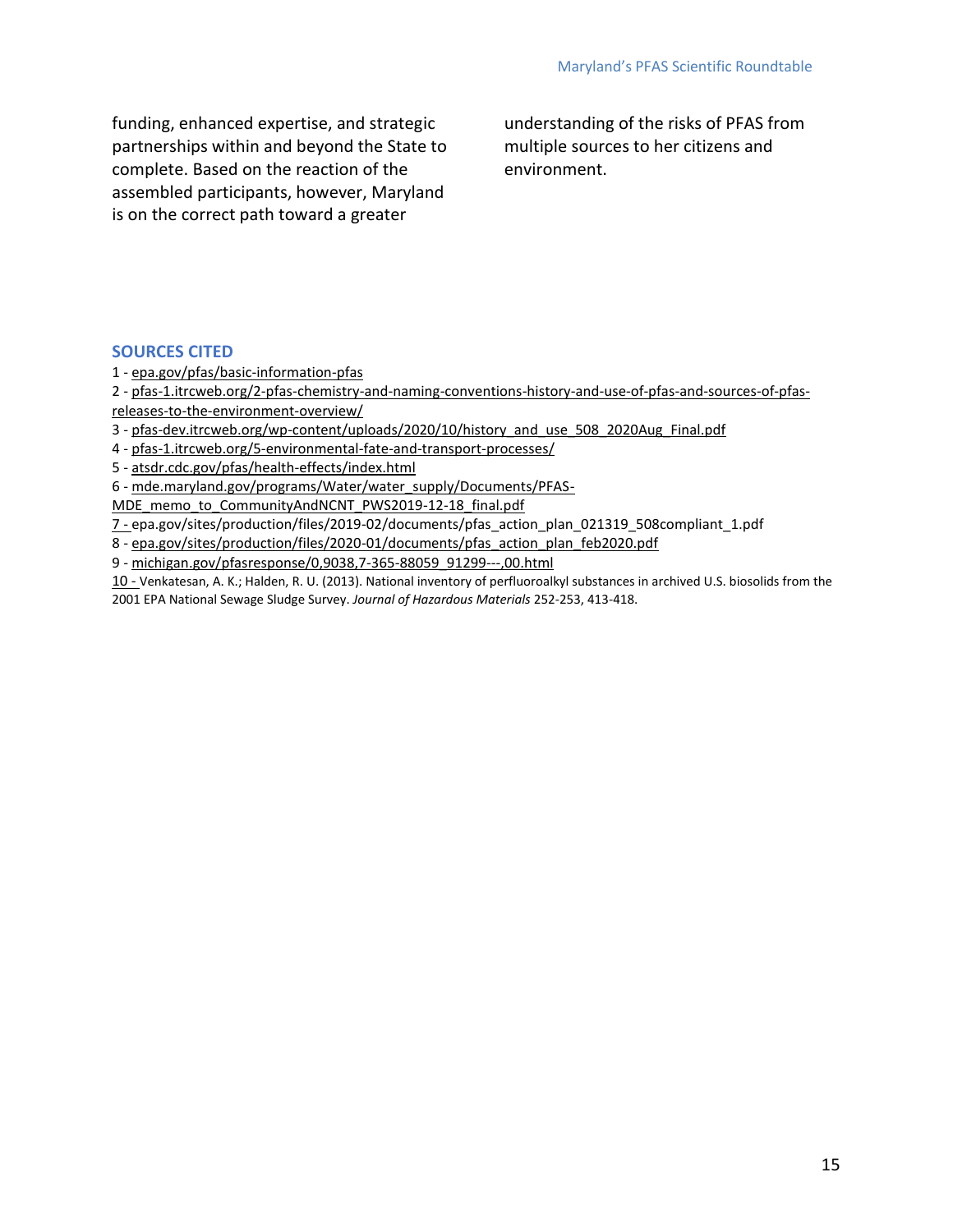funding, enhanced expertise, and strategic partnerships within and beyond the State to complete. Based on the reaction of the assembled participants, however, Maryland is on the correct path toward a greater understanding of the risks of PFAS from multiple sources to her citizens and environment.

## SOURCES CITED

1 - epa.gov/pfas/basic-information-pfas

2 - pfas-1.itrcweb.org/2-pfas-chemistry-and-naming-conventions-history-and-use-of-pfas-and-sources-of-pfas-releases-to-the-environment-overview/

3 - pfas-dev.itrcweb.org/wp-content/uploads/2020/10/history_and_use_508_2020Aug_Final.pdf

4 - pfas-1.itrcweb.org/5-environmental-fate-and-transport-processes/

5 - atsdr.cdc.gov/pfas/health-effects/index.html

6 - mde.maryland.gov/programs/Water/water_supply/Documents/PFAS-MDE_memo_to_CommunityAndNCNT_PWS2019-12-18_final.pdf

7 - epa.gov/sites/production/files/2019-02/documents/pfas_action_plan_021319_508compliant_1.pdf

8 - epa.gov/sites/production/files/2020-01/documents/pfas_action_plan_feb2020.pdf

9 - michigan.gov/pfasresponse/0,9038,7-365-88059_91299---,00.html

10 - Venkatesan, A. K.; Halden, R. U. (2013). National inventory of perfluoroalkyl substances in archived U.S. biosolids from the 2001 EPA National Sewage Sludge Survey. *Journal of Hazardous Materials* 252-253, 413-418.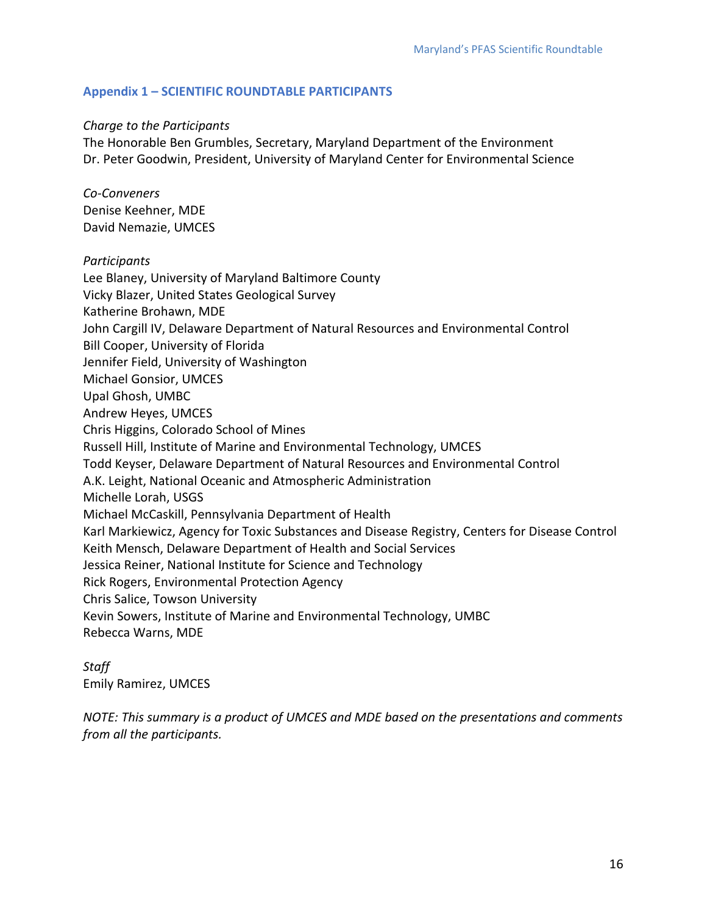## Appendix 1 – SCIENTIFIC ROUNDTABLE PARTICIPANTS

*Charge to the Participants*

The Honorable Ben Grumbles, Secretary, Maryland Department of the Environment
Dr. Peter Goodwin, President, University of Maryland Center for Environmental Science

*Co-Conveners*

Denise Keehner, MDE
David Nemazie, UMCES

*Participants*

Lee Blaney, University of Maryland Baltimore County
Vicky Blazer, United States Geological Survey
Katherine Brohawn, MDE
John Cargill IV, Delaware Department of Natural Resources and Environmental Control
Bill Cooper, University of Florida
Jennifer Field, University of Washington
Michael Gonsior, UMCES
Upal Ghosh, UMBC
Andrew Heyes, UMCES
Chris Higgins, Colorado School of Mines
Russell Hill, Institute of Marine and Environmental Technology, UMCES
Todd Keyser, Delaware Department of Natural Resources and Environmental Control
A.K. Leight, National Oceanic and Atmospheric Administration
Michelle Lorah, USGS
Michael McCaskill, Pennsylvania Department of Health
Karl Markiewicz, Agency for Toxic Substances and Disease Registry, Centers for Disease Control
Keith Mensch, Delaware Department of Health and Social Services
Jessica Reiner, National Institute for Science and Technology
Rick Rogers, Environmental Protection Agency
Chris Salice, Towson University
Kevin Sowers, Institute of Marine and Environmental Technology, UMBC
Rebecca Warns, MDE

*Staff*

Emily Ramirez, UMCES

*NOTE: This summary is a product of UMCES and MDE based on the presentations and comments from all the participants.*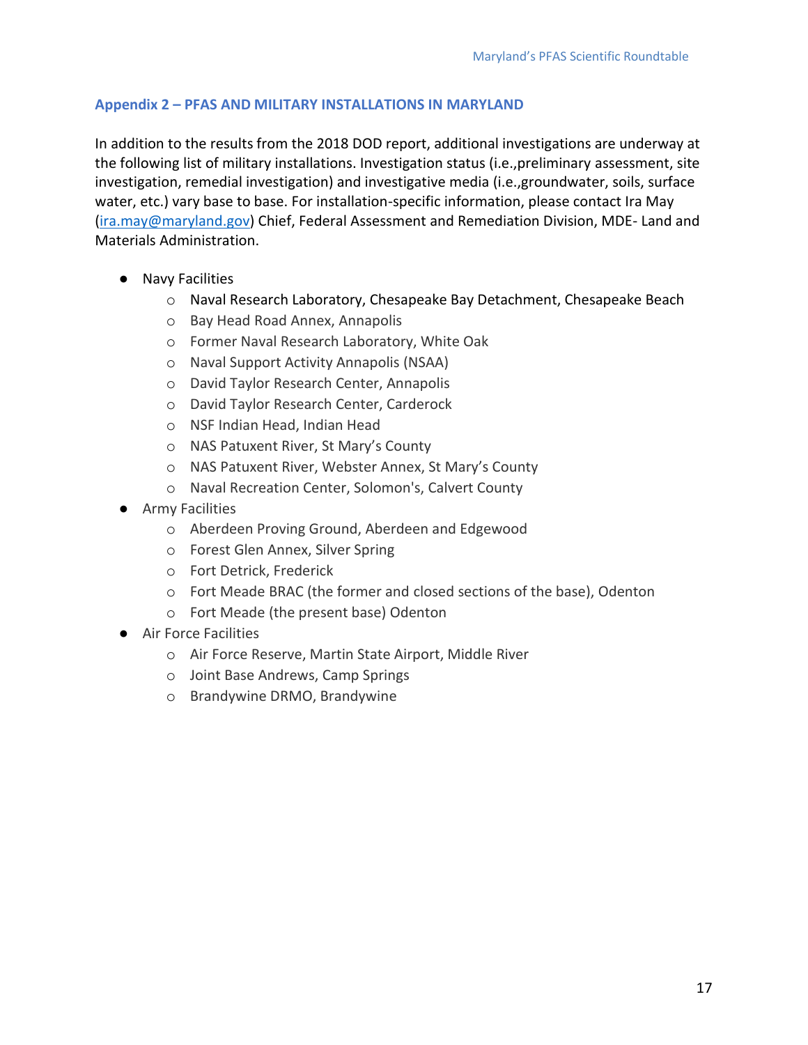## Appendix 2 – PFAS AND MILITARY INSTALLATIONS IN MARYLAND

In addition to the results from the 2018 DOD report, additional investigations are underway at the following list of military installations. Investigation status (i.e.,preliminary assessment, site investigation, remedial investigation) and investigative media (i.e.,groundwater, soils, surface water, etc.) vary base to base. For installation-specific information, please contact Ira May ([ira.may@maryland.gov](mailto:ira.may@maryland.gov)) Chief, Federal Assessment and Remediation Division, MDE- Land and Materials Administration.

- Navy Facilities
  - Naval Research Laboratory, Chesapeake Bay Detachment, Chesapeake Beach
  - Bay Head Road Annex, Annapolis
  - Former Naval Research Laboratory, White Oak
  - Naval Support Activity Annapolis (NSAA)
  - David Taylor Research Center, Annapolis
  - David Taylor Research Center, Carderock
  - NSF Indian Head, Indian Head
  - NAS Patuxent River, St Mary's County
  - NAS Patuxent River, Webster Annex, St Mary's County
  - Naval Recreation Center, Solomon's, Calvert County
- Army Facilities
  - Aberdeen Proving Ground, Aberdeen and Edgewood
  - Forest Glen Annex, Silver Spring
  - Fort Detrick, Frederick
  - Fort Meade BRAC (the former and closed sections of the base), Odenton
  - Fort Meade (the present base) Odenton
- Air Force Facilities
  - Air Force Reserve, Martin State Airport, Middle River
  - Joint Base Andrews, Camp Springs
  - Brandywine DRMO, Brandywine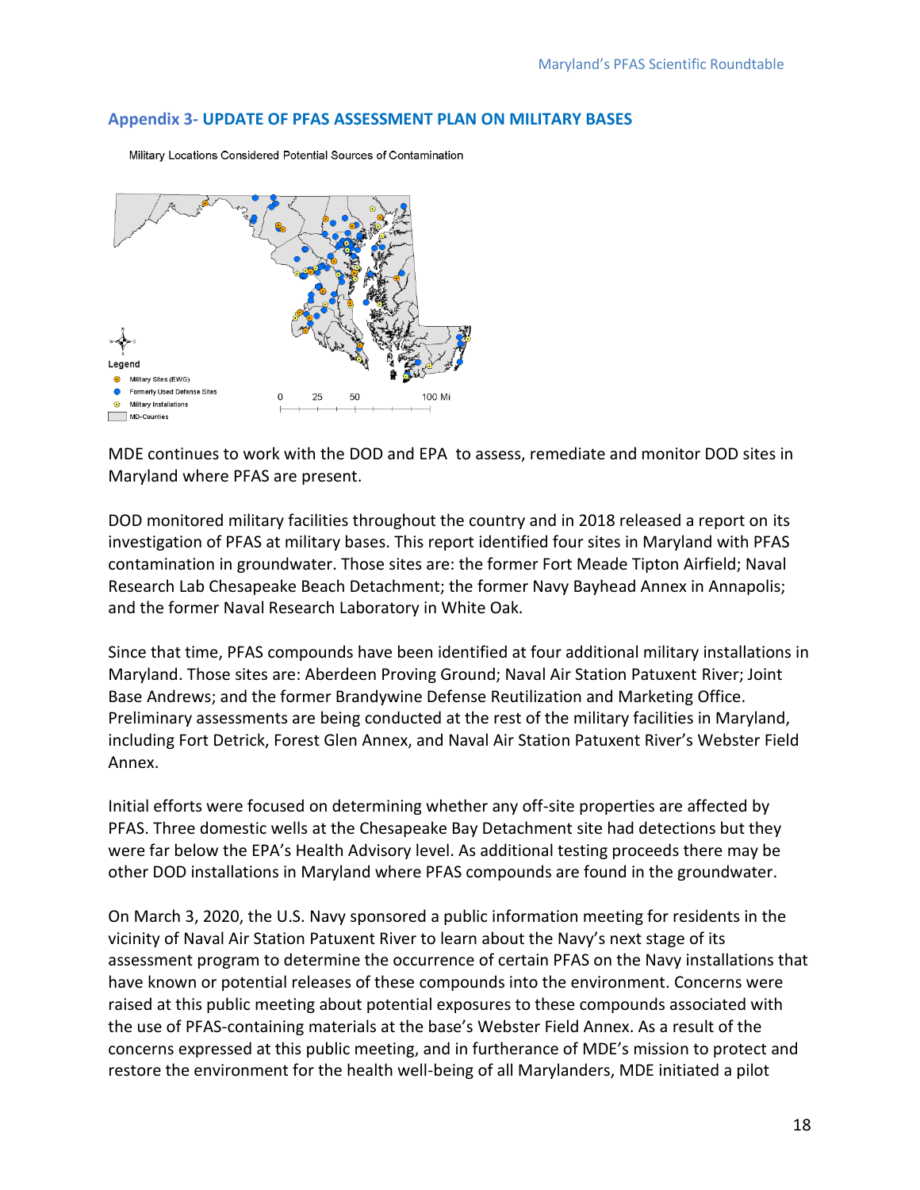## Appendix 3- UPDATE OF PFAS ASSESSMENT PLAN ON MILITARY BASES

Military Locations Considered Potential Sources of Contamination

Legend
- Military Sites (EWG)
- Formerly Used Defense Sites
- Military Installations
- MD-Counties

0 25 50 100 Mi

MDE continues to work with the DOD and EPA to assess, remediate and monitor DOD sites in Maryland where PFAS are present.

DOD monitored military facilities throughout the country and in 2018 released a report on its investigation of PFAS at military bases. This report identified four sites in Maryland with PFAS contamination in groundwater. Those sites are: the former Fort Meade Tipton Airfield; Naval Research Lab Chesapeake Beach Detachment; the former Navy Bayhead Annex in Annapolis; and the former Naval Research Laboratory in White Oak.

Since that time, PFAS compounds have been identified at four additional military installations in Maryland. Those sites are: Aberdeen Proving Ground; Naval Air Station Patuxent River; Joint Base Andrews; and the former Brandywine Defense Reutilization and Marketing Office. Preliminary assessments are being conducted at the rest of the military facilities in Maryland, including Fort Detrick, Forest Glen Annex, and Naval Air Station Patuxent River's Webster Field Annex.

Initial efforts were focused on determining whether any off-site properties are affected by PFAS. Three domestic wells at the Chesapeake Bay Detachment site had detections but they were far below the EPA's Health Advisory level. As additional testing proceeds there may be other DOD installations in Maryland where PFAS compounds are found in the groundwater.

On March 3, 2020, the U.S. Navy sponsored a public information meeting for residents in the vicinity of Naval Air Station Patuxent River to learn about the Navy's next stage of its assessment program to determine the occurrence of certain PFAS on the Navy installations that have known or potential releases of these compounds into the environment. Concerns were raised at this public meeting about potential exposures to these compounds associated with the use of PFAS-containing materials at the base's Webster Field Annex. As a result of the concerns expressed at this public meeting, and in furtherance of MDE's mission to protect and restore the environment for the health well-being of all Marylanders, MDE initiated a pilot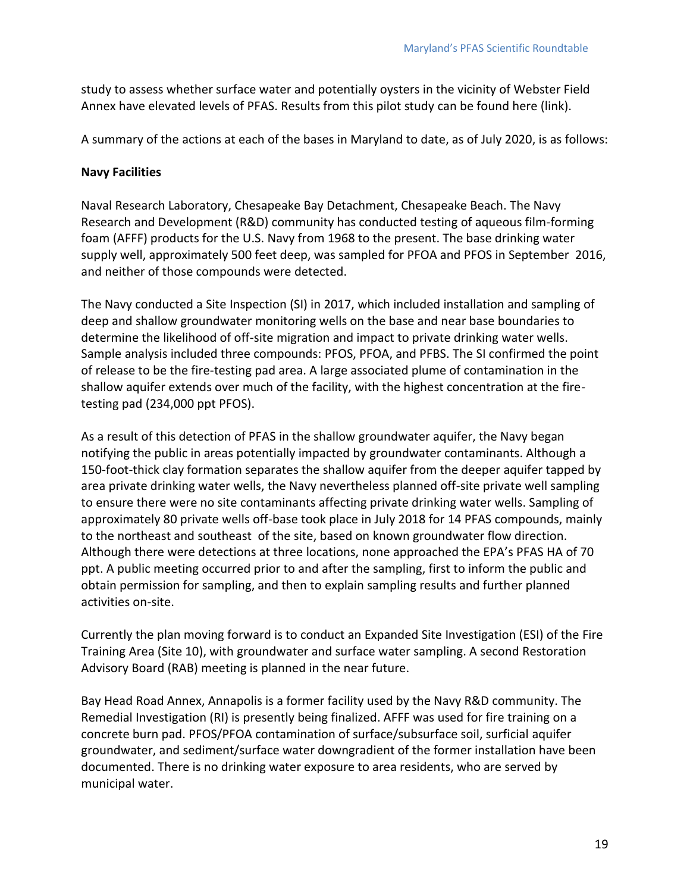study to assess whether surface water and potentially oysters in the vicinity of Webster Field Annex have elevated levels of PFAS. Results from this pilot study can be found here (link).

A summary of the actions at each of the bases in Maryland to date, as of July 2020, is as follows:

**Navy Facilities**

Naval Research Laboratory, Chesapeake Bay Detachment, Chesapeake Beach. The Navy Research and Development (R&D) community has conducted testing of aqueous film-forming foam (AFFF) products for the U.S. Navy from 1968 to the present. The base drinking water supply well, approximately 500 feet deep, was sampled for PFOA and PFOS in September 2016, and neither of those compounds were detected.

The Navy conducted a Site Inspection (SI) in 2017, which included installation and sampling of deep and shallow groundwater monitoring wells on the base and near base boundaries to determine the likelihood of off-site migration and impact to private drinking water wells. Sample analysis included three compounds: PFOS, PFOA, and PFBS. The SI confirmed the point of release to be the fire-testing pad area. A large associated plume of contamination in the shallow aquifer extends over much of the facility, with the highest concentration at the fire-testing pad (234,000 ppt PFOS).

As a result of this detection of PFAS in the shallow groundwater aquifer, the Navy began notifying the public in areas potentially impacted by groundwater contaminants. Although a 150-foot-thick clay formation separates the shallow aquifer from the deeper aquifer tapped by area private drinking water wells, the Navy nevertheless planned off-site private well sampling to ensure there were no site contaminants affecting private drinking water wells. Sampling of approximately 80 private wells off-base took place in July 2018 for 14 PFAS compounds, mainly to the northeast and southeast of the site, based on known groundwater flow direction. Although there were detections at three locations, none approached the EPA's PFAS HA of 70 ppt. A public meeting occurred prior to and after the sampling, first to inform the public and obtain permission for sampling, and then to explain sampling results and further planned activities on-site.

Currently the plan moving forward is to conduct an Expanded Site Investigation (ESI) of the Fire Training Area (Site 10), with groundwater and surface water sampling. A second Restoration Advisory Board (RAB) meeting is planned in the near future.

Bay Head Road Annex, Annapolis is a former facility used by the Navy R&D community. The Remedial Investigation (RI) is presently being finalized. AFFF was used for fire training on a concrete burn pad. PFOS/PFOA contamination of surface/subsurface soil, surficial aquifer groundwater, and sediment/surface water downgradient of the former installation have been documented. There is no drinking water exposure to area residents, who are served by municipal water.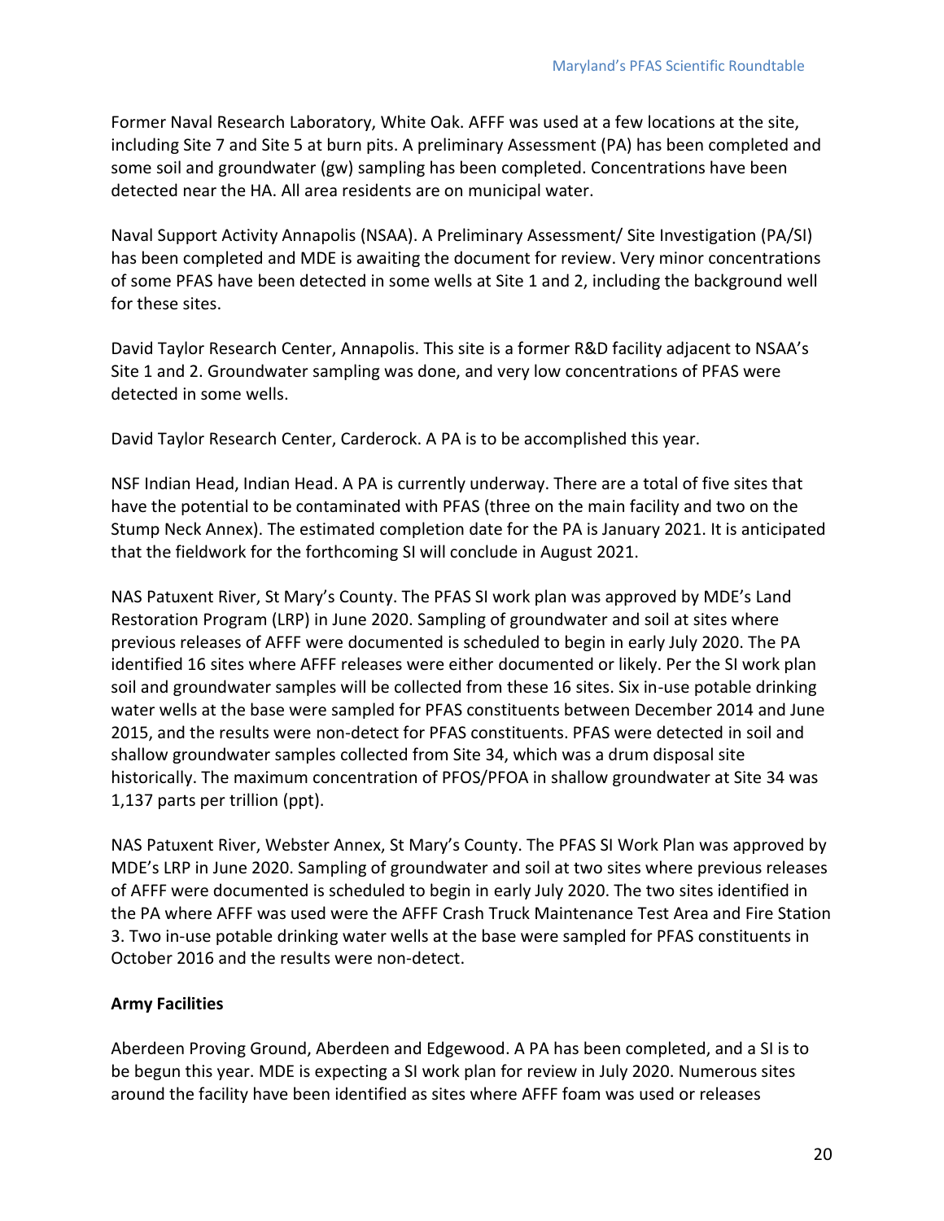Former Naval Research Laboratory, White Oak. AFFF was used at a few locations at the site, including Site 7 and Site 5 at burn pits. A preliminary Assessment (PA) has been completed and some soil and groundwater (gw) sampling has been completed. Concentrations have been detected near the HA. All area residents are on municipal water.

Naval Support Activity Annapolis (NSAA). A Preliminary Assessment/ Site Investigation (PA/SI) has been completed and MDE is awaiting the document for review. Very minor concentrations of some PFAS have been detected in some wells at Site 1 and 2, including the background well for these sites.

David Taylor Research Center, Annapolis. This site is a former R&D facility adjacent to NSAA's Site 1 and 2. Groundwater sampling was done, and very low concentrations of PFAS were detected in some wells.

David Taylor Research Center, Carderock. A PA is to be accomplished this year.

NSF Indian Head, Indian Head. A PA is currently underway. There are a total of five sites that have the potential to be contaminated with PFAS (three on the main facility and two on the Stump Neck Annex). The estimated completion date for the PA is January 2021. It is anticipated that the fieldwork for the forthcoming SI will conclude in August 2021.

NAS Patuxent River, St Mary's County. The PFAS SI work plan was approved by MDE's Land Restoration Program (LRP) in June 2020. Sampling of groundwater and soil at sites where previous releases of AFFF were documented is scheduled to begin in early July 2020. The PA identified 16 sites where AFFF releases were either documented or likely. Per the SI work plan soil and groundwater samples will be collected from these 16 sites. Six in-use potable drinking water wells at the base were sampled for PFAS constituents between December 2014 and June 2015, and the results were non-detect for PFAS constituents. PFAS were detected in soil and shallow groundwater samples collected from Site 34, which was a drum disposal site historically. The maximum concentration of PFOS/PFOA in shallow groundwater at Site 34 was 1,137 parts per trillion (ppt).

NAS Patuxent River, Webster Annex, St Mary's County. The PFAS SI Work Plan was approved by MDE's LRP in June 2020. Sampling of groundwater and soil at two sites where previous releases of AFFF were documented is scheduled to begin in early July 2020. The two sites identified in the PA where AFFF was used were the AFFF Crash Truck Maintenance Test Area and Fire Station 3. Two in-use potable drinking water wells at the base were sampled for PFAS constituents in October 2016 and the results were non-detect.

**Army Facilities**

Aberdeen Proving Ground, Aberdeen and Edgewood. A PA has been completed, and a SI is to be begun this year. MDE is expecting a SI work plan for review in July 2020. Numerous sites around the facility have been identified as sites where AFFF foam was used or releases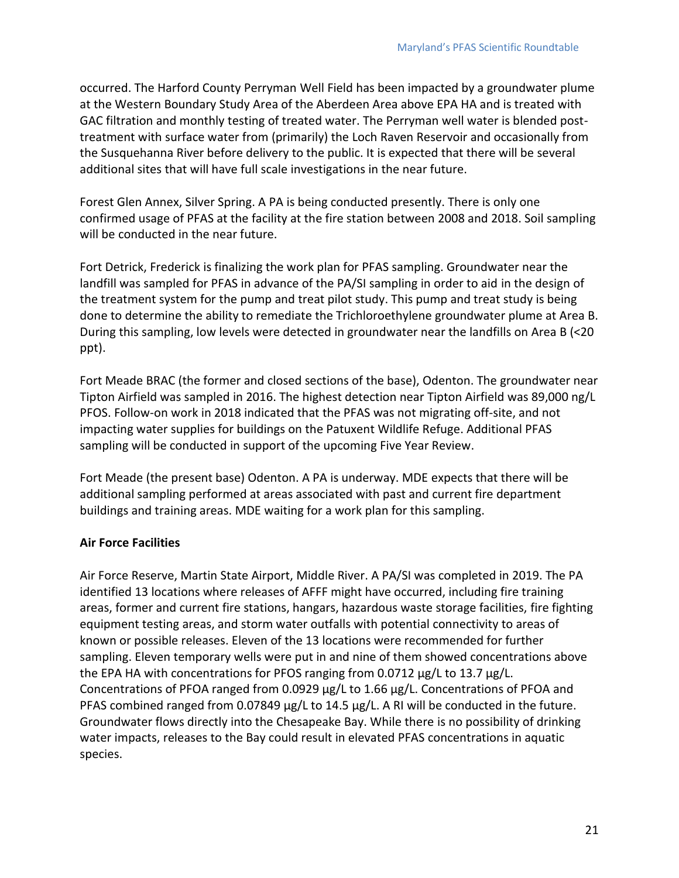occurred. The Harford County Perryman Well Field has been impacted by a groundwater plume at the Western Boundary Study Area of the Aberdeen Area above EPA HA and is treated with GAC filtration and monthly testing of treated water. The Perryman well water is blended post-treatment with surface water from (primarily) the Loch Raven Reservoir and occasionally from the Susquehanna River before delivery to the public. It is expected that there will be several additional sites that will have full scale investigations in the near future.

Forest Glen Annex, Silver Spring. A PA is being conducted presently. There is only one confirmed usage of PFAS at the facility at the fire station between 2008 and 2018. Soil sampling will be conducted in the near future.

Fort Detrick, Frederick is finalizing the work plan for PFAS sampling. Groundwater near the landfill was sampled for PFAS in advance of the PA/SI sampling in order to aid in the design of the treatment system for the pump and treat pilot study. This pump and treat study is being done to determine the ability to remediate the Trichloroethylene groundwater plume at Area B. During this sampling, low levels were detected in groundwater near the landfills on Area B (<20 ppt).

Fort Meade BRAC (the former and closed sections of the base), Odenton. The groundwater near Tipton Airfield was sampled in 2016. The highest detection near Tipton Airfield was 89,000 ng/L PFOS. Follow-on work in 2018 indicated that the PFAS was not migrating off-site, and not impacting water supplies for buildings on the Patuxent Wildlife Refuge. Additional PFAS sampling will be conducted in support of the upcoming Five Year Review.

Fort Meade (the present base) Odenton. A PA is underway. MDE expects that there will be additional sampling performed at areas associated with past and current fire department buildings and training areas. MDE waiting for a work plan for this sampling.

**Air Force Facilities**

Air Force Reserve, Martin State Airport, Middle River. A PA/SI was completed in 2019. The PA identified 13 locations where releases of AFFF might have occurred, including fire training areas, former and current fire stations, hangars, hazardous waste storage facilities, fire fighting equipment testing areas, and storm water outfalls with potential connectivity to areas of known or possible releases. Eleven of the 13 locations were recommended for further sampling. Eleven temporary wells were put in and nine of them showed concentrations above the EPA HA with concentrations for PFOS ranging from 0.0712 µg/L to 13.7 µg/L. Concentrations of PFOA ranged from 0.0929 µg/L to 1.66 µg/L. Concentrations of PFOA and PFAS combined ranged from 0.07849 µg/L to 14.5 µg/L. A RI will be conducted in the future. Groundwater flows directly into the Chesapeake Bay. While there is no possibility of drinking water impacts, releases to the Bay could result in elevated PFAS concentrations in aquatic species.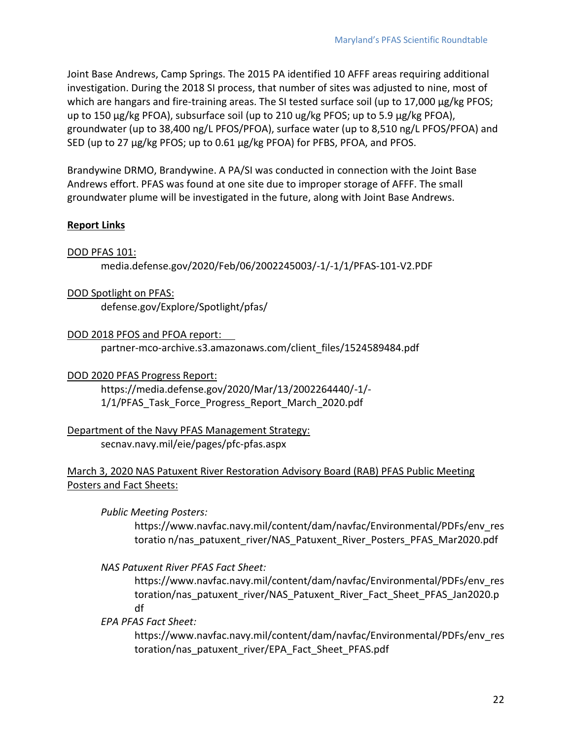Joint Base Andrews, Camp Springs. The 2015 PA identified 10 AFFF areas requiring additional investigation. During the 2018 SI process, that number of sites was adjusted to nine, most of which are hangars and fire-training areas. The SI tested surface soil (up to 17,000 µg/kg PFOS; up to 150 µg/kg PFOA), subsurface soil (up to 210 ug/kg PFOS; up to 5.9 µg/kg PFOA), groundwater (up to 38,400 ng/L PFOS/PFOA), surface water (up to 8,510 ng/L PFOS/PFOA) and SED (up to 27 µg/kg PFOS; up to 0.61 µg/kg PFOA) for PFBS, PFOA, and PFOS.

Brandywine DRMO, Brandywine. A PA/SI was conducted in connection with the Joint Base Andrews effort. PFAS was found at one site due to improper storage of AFFF. The small groundwater plume will be investigated in the future, along with Joint Base Andrews.

**Report Links**

DOD PFAS 101:

media.defense.gov/2020/Feb/06/2002245003/-1/-1/1/PFAS-101-V2.PDF

DOD Spotlight on PFAS:

defense.gov/Explore/Spotlight/pfas/

DOD 2018 PFOS and PFOA report:

partner-mco-archive.s3.amazonaws.com/client_files/1524589484.pdf

DOD 2020 PFAS Progress Report:

https://media.defense.gov/2020/Mar/13/2002264440/-1/-1/1/PFAS_Task_Force_Progress_Report_March_2020.pdf

Department of the Navy PFAS Management Strategy:

secnav.navy.mil/eie/pages/pfc-pfas.aspx

March 3, 2020 NAS Patuxent River Restoration Advisory Board (RAB) PFAS Public Meeting Posters and Fact Sheets:

*Public Meeting Posters:*

https://www.navfac.navy.mil/content/dam/navfac/Environmental/PDFs/env_restoratio n/nas_patuxent_river/NAS_Patuxent_River_Posters_PFAS_Mar2020.pdf

*NAS Patuxent River PFAS Fact Sheet:*

https://www.navfac.navy.mil/content/dam/navfac/Environmental/PDFs/env_restoration/nas_patuxent_river/NAS_Patuxent_River_Fact_Sheet_PFAS_Jan2020.pdf

*EPA PFAS Fact Sheet:*

https://www.navfac.navy.mil/content/dam/navfac/Environmental/PDFs/env_restoration/nas_patuxent_river/EPA_Fact_Sheet_PFAS.pdf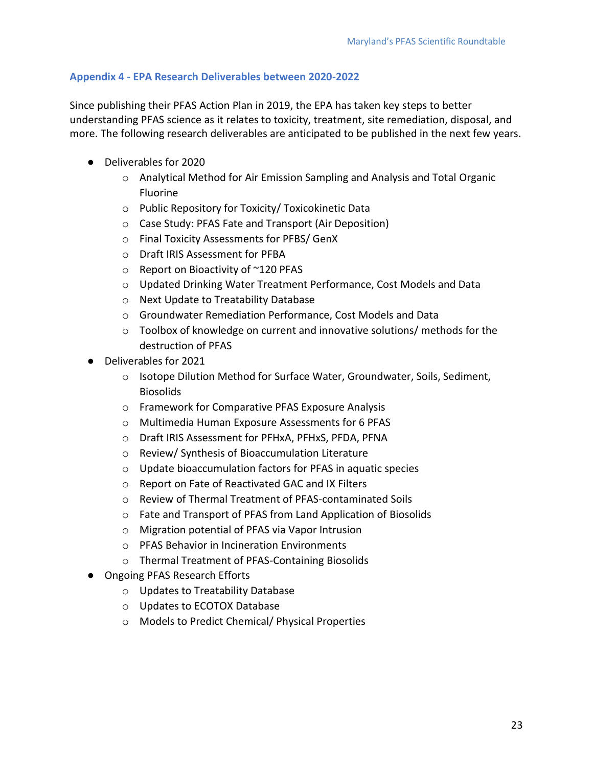### Appendix 4 - EPA Research Deliverables between 2020-2022

Since publishing their PFAS Action Plan in 2019, the EPA has taken key steps to better understanding PFAS science as it relates to toxicity, treatment, site remediation, disposal, and more. The following research deliverables are anticipated to be published in the next few years.

- Deliverables for 2020
  - Analytical Method for Air Emission Sampling and Analysis and Total Organic Fluorine
  - Public Repository for Toxicity/ Toxicokinetic Data
  - Case Study: PFAS Fate and Transport (Air Deposition)
  - Final Toxicity Assessments for PFBS/ GenX
  - Draft IRIS Assessment for PFBA
  - Report on Bioactivity of ~120 PFAS
  - Updated Drinking Water Treatment Performance, Cost Models and Data
  - Next Update to Treatability Database
  - Groundwater Remediation Performance, Cost Models and Data
  - Toolbox of knowledge on current and innovative solutions/ methods for the destruction of PFAS
- Deliverables for 2021
  - Isotope Dilution Method for Surface Water, Groundwater, Soils, Sediment, Biosolids
  - Framework for Comparative PFAS Exposure Analysis
  - Multimedia Human Exposure Assessments for 6 PFAS
  - Draft IRIS Assessment for PFHxA, PFHxS, PFDA, PFNA
  - Review/ Synthesis of Bioaccumulation Literature
  - Update bioaccumulation factors for PFAS in aquatic species
  - Report on Fate of Reactivated GAC and IX Filters
  - Review of Thermal Treatment of PFAS-contaminated Soils
  - Fate and Transport of PFAS from Land Application of Biosolids
  - Migration potential of PFAS via Vapor Intrusion
  - PFAS Behavior in Incineration Environments
  - Thermal Treatment of PFAS-Containing Biosolids
- Ongoing PFAS Research Efforts
  - Updates to Treatability Database
  - Updates to ECOTOX Database
  - Models to Predict Chemical/ Physical Properties